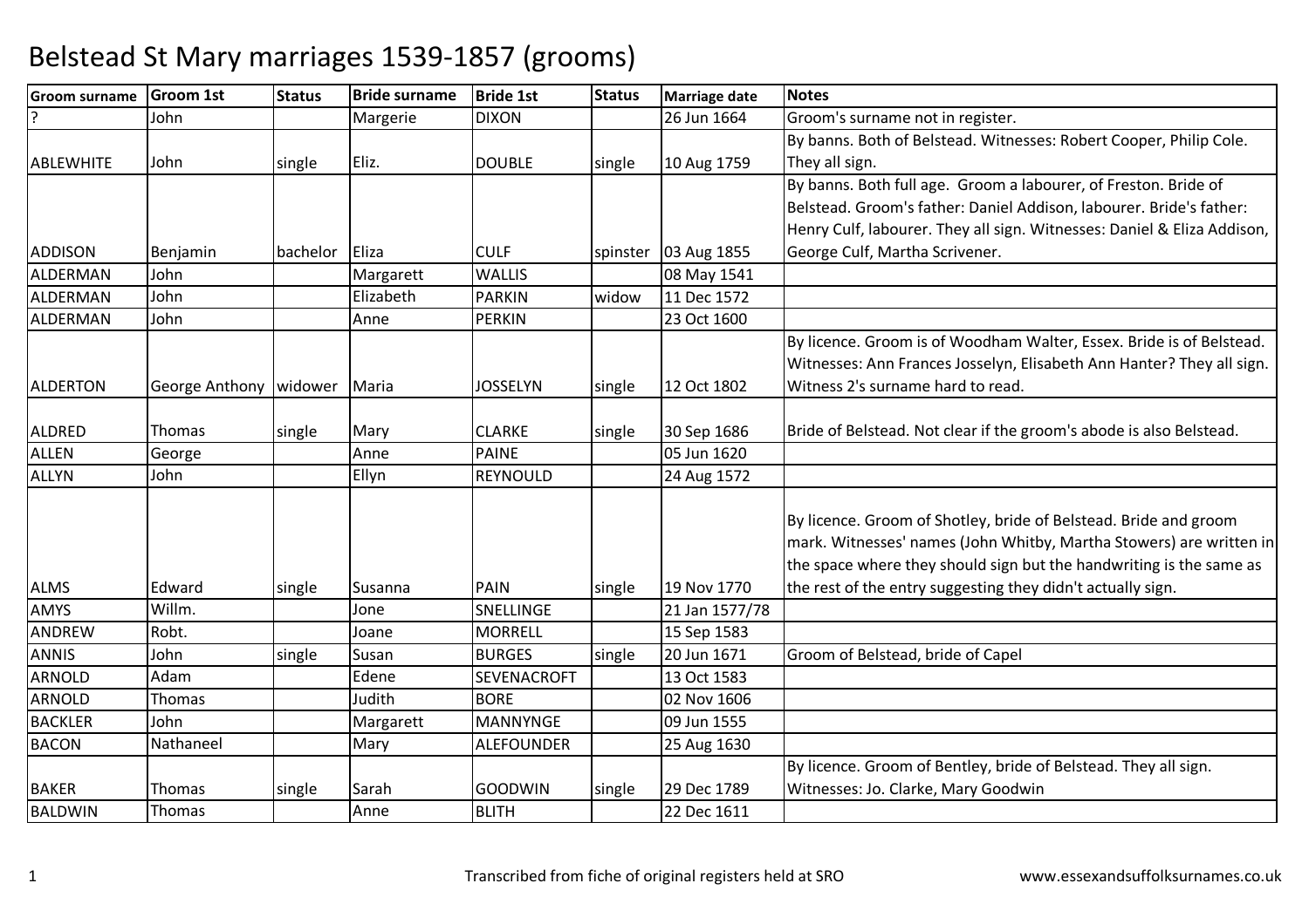# Belstead St Mary marriages 1539-1857 (grooms)

| Groom surname | Groom 1st | Status | Bride surname | Bride 1st | Status | Marriage date | Notes |
|---|---|---|---|---|---|---|---|
| ? | John | | Margerie | DIXON | | 26 Jun 1664 | Groom's surname not in register. |
| ABLEWHITE | John | single | Eliz. | DOUBLE | single | 10 Aug 1759 | By banns. Both of Belstead. Witnesses: Robert Cooper, Philip Cole. They all sign. |
| ADDISON | Benjamin | bachelor | Eliza | CULF | spinster | 03 Aug 1855 | By banns. Both full age. Groom a labourer, of Freston. Bride of Belstead. Groom's father: Daniel Addison, labourer. Bride's father: Henry Culf, labourer. They all sign. Witnesses: Daniel & Eliza Addison, George Culf, Martha Scrivener. |
| ALDERMAN | John | | Margarett | WALLIS | | 08 May 1541 | |
| ALDERMAN | John | | Elizabeth | PARKIN | widow | 11 Dec 1572 | |
| ALDERMAN | John | | Anne | PERKIN | | 23 Oct 1600 | |
| ALDERTON | George Anthony | widower | Maria | JOSSELYN | single | 12 Oct 1802 | By licence. Groom is of Woodham Walter, Essex. Bride is of Belstead. Witnesses: Ann Frances Josselyn, Elisabeth Ann Hanter? They all sign. Witness 2's surname hard to read. |
| ALDRED | Thomas | single | Mary | CLARKE | single | 30 Sep 1686 | Bride of Belstead. Not clear if the groom's abode is also Belstead. |
| ALLEN | George | | Anne | PAINE | | 05 Jun 1620 | |
| ALLYN | John | | Ellyn | REYNOULD | | 24 Aug 1572 | |
| ALMS | Edward | single | Susanna | PAIN | single | 19 Nov 1770 | By licence. Groom of Shotley, bride of Belstead. Bride and groom mark. Witnesses' names (John Whitby, Martha Stowers) are written in the space where they should sign but the handwriting is the same as the rest of the entry suggesting they didn't actually sign. |
| AMYS | Willm. | | Jone | SNELLINGE | | 21 Jan 1577/78 | |
| ANDREW | Robt. | | Joane | MORRELL | | 15 Sep 1583 | |
| ANNIS | John | single | Susan | BURGES | single | 20 Jun 1671 | Groom of Belstead, bride of Capel |
| ARNOLD | Adam | | Edene | SEVENACROFT | | 13 Oct 1583 | |
| ARNOLD | Thomas | | Judith | BORE | | 02 Nov 1606 | |
| BACKLER | John | | Margarett | MANNYNGE | | 09 Jun 1555 | |
| BACON | Nathaneel | | Mary | ALEFOUNDER | | 25 Aug 1630 | |
| BAKER | Thomas | single | Sarah | GOODWIN | single | 29 Dec 1789 | By licence. Groom of Bentley, bride of Belstead. They all sign. Witnesses: Jo. Clarke, Mary Goodwin |
| BALDWIN | Thomas | | Anne | BLITH | | 22 Dec 1611 | |

Transcribed from fiche of original registers held at SRO

www.essexandsuffolksurnames.co.uk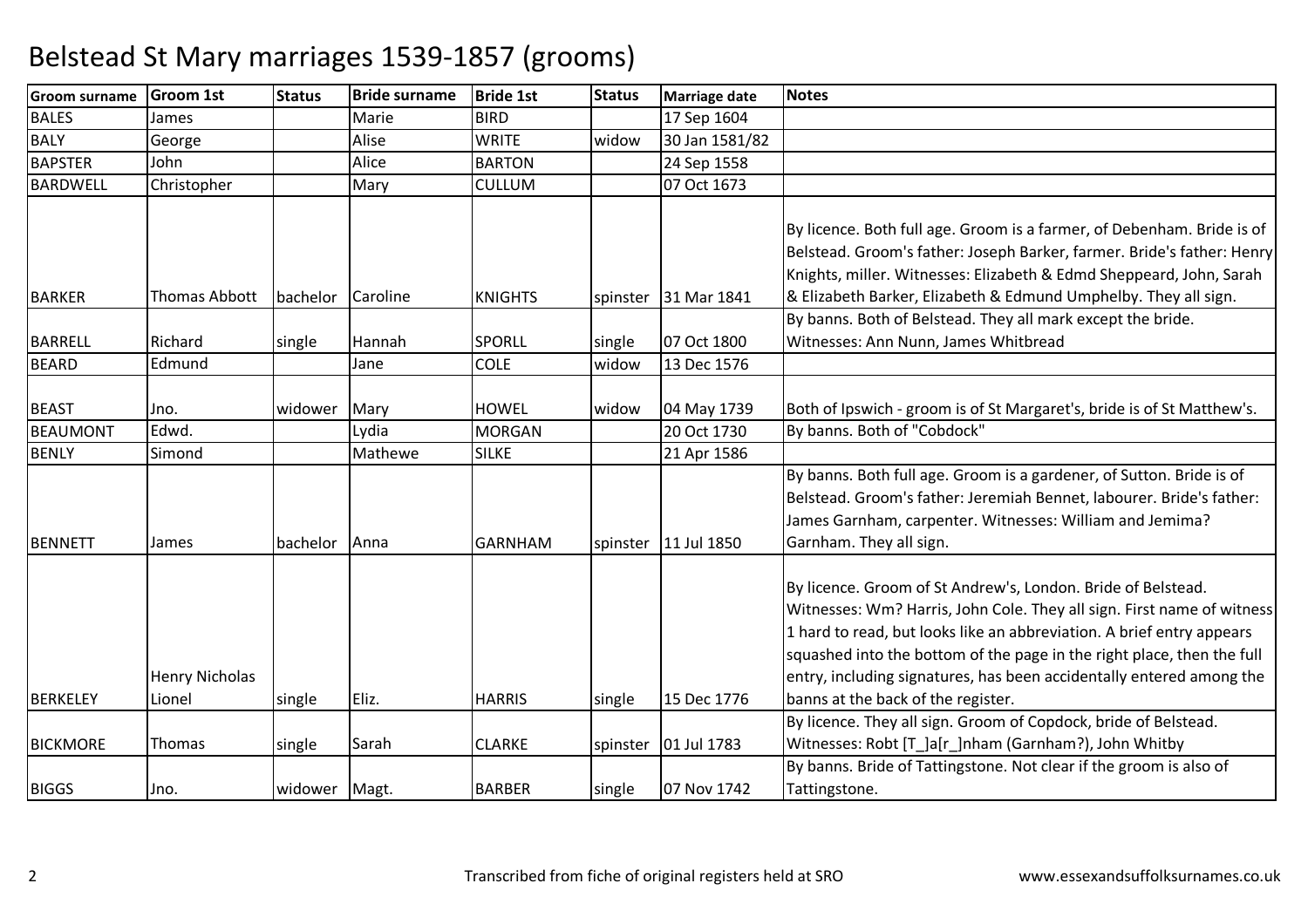# Belstead St Mary marriages 1539-1857 (grooms)

| Groom surname | Groom 1st | Status | Bride surname | Bride 1st | Status | Marriage date | Notes |
|---|---|---|---|---|---|---|---|
| BALES | James | | Marie | BIRD | | 17 Sep 1604 | |
| BALY | George | | Alise | WRITE | widow | 30 Jan 1581/82 | |
| BAPSTER | John | | Alice | BARTON | | 24 Sep 1558 | |
| BARDWELL | Christopher | | Mary | CULLUM | | 07 Oct 1673 | |
| BARKER | Thomas Abbott | bachelor | Caroline | KNIGHTS | spinster | 31 Mar 1841 | By licence. Both full age. Groom is a farmer, of Debenham. Bride is of Belstead. Groom's father: Joseph Barker, farmer. Bride's father: Henry Knights, miller. Witnesses: Elizabeth & Edmd Sheppeard, John, Sarah & Elizabeth Barker, Elizabeth & Edmund Umphelby. They all sign. |
| BARRELL | Richard | single | Hannah | SPORLL | single | 07 Oct 1800 | By banns. Both of Belstead. They all mark except the bride. Witnesses: Ann Nunn, James Whitbread |
| BEARD | Edmund | | Jane | COLE | widow | 13 Dec 1576 | |
| BEAST | Jno. | widower | Mary | HOWEL | widow | 04 May 1739 | Both of Ipswich - groom is of St Margaret's, bride is of St Matthew's. |
| BEAUMONT | Edwd. | | Lydia | MORGAN | | 20 Oct 1730 | By banns. Both of "Cobdock" |
| BENLY | Simond | | Mathewe | SILKE | | 21 Apr 1586 | |
| BENNETT | James | bachelor | Anna | GARNHAM | spinster | 11 Jul 1850 | By banns. Both full age. Groom is a gardener, of Sutton. Bride is of Belstead. Groom's father: Jeremiah Bennet, labourer. Bride's father: James Garnham, carpenter. Witnesses: William and Jemima? Garnham. They all sign. |
| BERKELEY | Henry Nicholas Lionel | single | Eliz. | HARRIS | single | 15 Dec 1776 | By licence. Groom of St Andrew's, London. Bride of Belstead. Witnesses: Wm? Harris, John Cole. They all sign. First name of witness 1 hard to read, but looks like an abbreviation. A brief entry appears squashed into the bottom of the page in the right place, then the full entry, including signatures, has been accidentally entered among the banns at the back of the register. |
| BICKMORE | Thomas | single | Sarah | CLARKE | spinster | 01 Jul 1783 | By licence. They all sign. Groom of Copdock, bride of Belstead. Witnesses: Robt [T_]a[r_]nham (Garnham?), John Whitby |
| BIGGS | Jno. | widower | Magt. | BARBER | single | 07 Nov 1742 | By banns. Bride of Tattingstone. Not clear if the groom is also of Tattingstone. |

Transcribed from fiche of original registers held at SRO

www.essexandsuffolksurnames.co.uk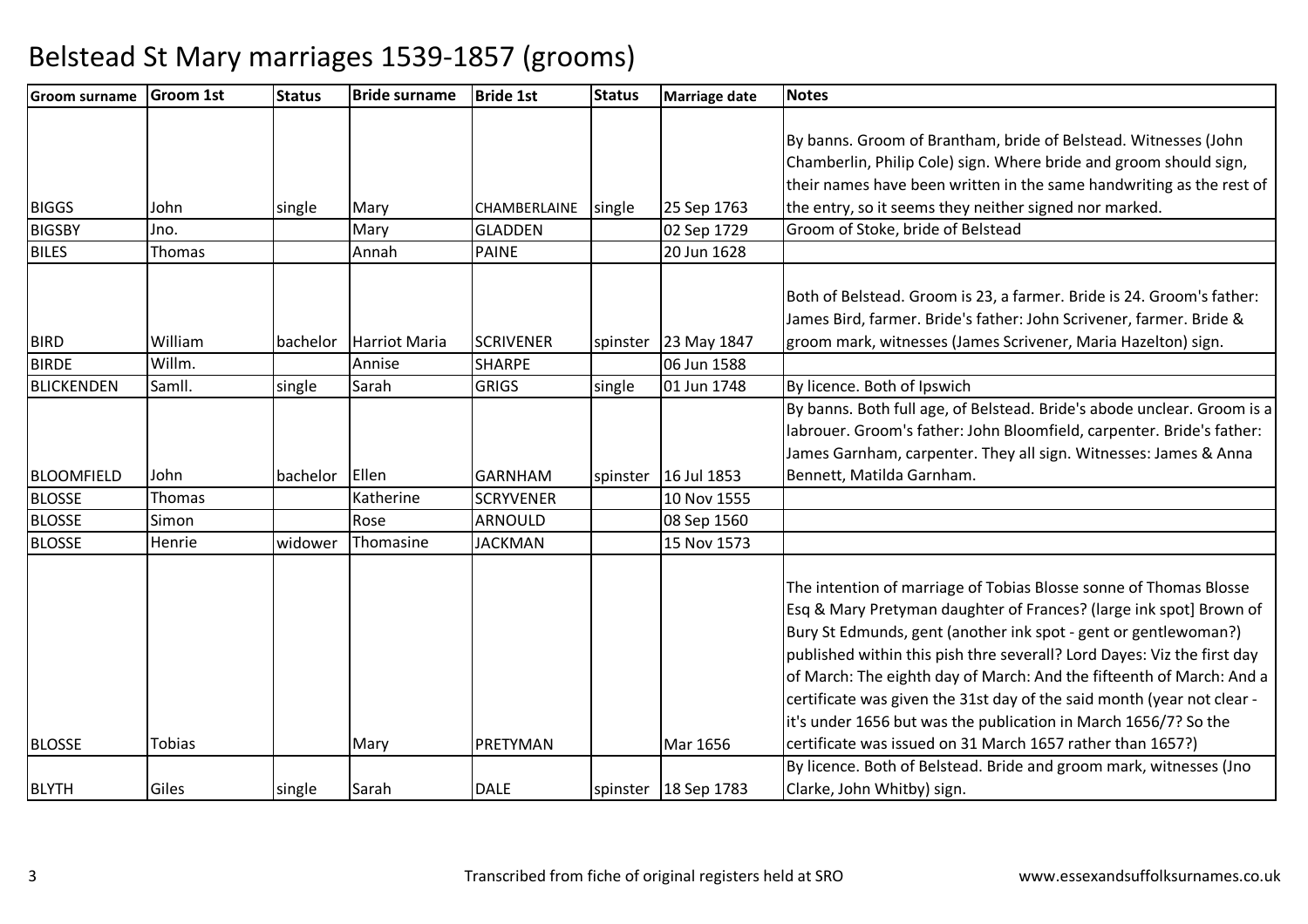# Belstead St Mary marriages 1539-1857 (grooms)

| Groom surname | Groom 1st | Status | Bride surname | Bride 1st | Status | Marriage date | Notes |
|---|---|---|---|---|---|---|---|
| BIGGS | John | single | Mary | CHAMBERLAINE | single | 25 Sep 1763 | By banns. Groom of Brantham, bride of Belstead. Witnesses (John Chamberlin, Philip Cole) sign. Where bride and groom should sign, their names have been written in the same handwriting as the rest of the entry, so it seems they neither signed nor marked. |
| BIGSBY | Jno. | | Mary | GLADDEN | | 02 Sep 1729 | Groom of Stoke, bride of Belstead |
| BILES | Thomas | | Annah | PAINE | | 20 Jun 1628 | |
| BIRD | William | bachelor | Harriot Maria | SCRIVENER | spinster | 23 May 1847 | Both of Belstead. Groom is 23, a farmer. Bride is 24. Groom's father: James Bird, farmer. Bride's father: John Scrivener, farmer. Bride & groom mark, witnesses (James Scrivener, Maria Hazelton) sign. |
| BIRDE | Willm. | | Annise | SHARPE | | 06 Jun 1588 | |
| BLICKENDEN | Samll. | single | Sarah | GRIGS | single | 01 Jun 1748 | By licence. Both of Ipswich |
| BLOOMFIELD | John | bachelor | Ellen | GARNHAM | spinster | 16 Jul 1853 | By banns. Both full age, of Belstead. Bride's abode unclear. Groom is a labrouer. Groom's father: John Bloomfield, carpenter. Bride's father: James Garnham, carpenter. They all sign. Witnesses: James & Anna Bennett, Matilda Garnham. |
| BLOSSE | Thomas | | Katherine | SCRYVENER | | 10 Nov 1555 | |
| BLOSSE | Simon | | Rose | ARNOULD | | 08 Sep 1560 | |
| BLOSSE | Henrie | widower | Thomasine | JACKMAN | | 15 Nov 1573 | |
| BLOSSE | Tobias | | Mary | PRETYMAN | | Mar 1656 | The intention of marriage of Tobias Blosse sonne of Thomas Blosse Esq & Mary Pretyman daughter of Frances? (large ink spot] Brown of Bury St Edmunds, gent (another ink spot - gent or gentlewoman?) published within this pish thre severall? Lord Dayes: Viz the first day of March: The eighth day of March: And the fifteenth of March: And a certificate was given the 31st day of the said month (year not clear - it's under 1656 but was the publication in March 1656/7? So the certificate was issued on 31 March 1657 rather than 1657?) |
| BLYTH | Giles | single | Sarah | DALE | spinster | 18 Sep 1783 | By licence. Both of Belstead. Bride and groom mark, witnesses (Jno Clarke, John Whitby) sign. |

Transcribed from fiche of original registers held at SRO

www.essexandsuffolksurnames.co.uk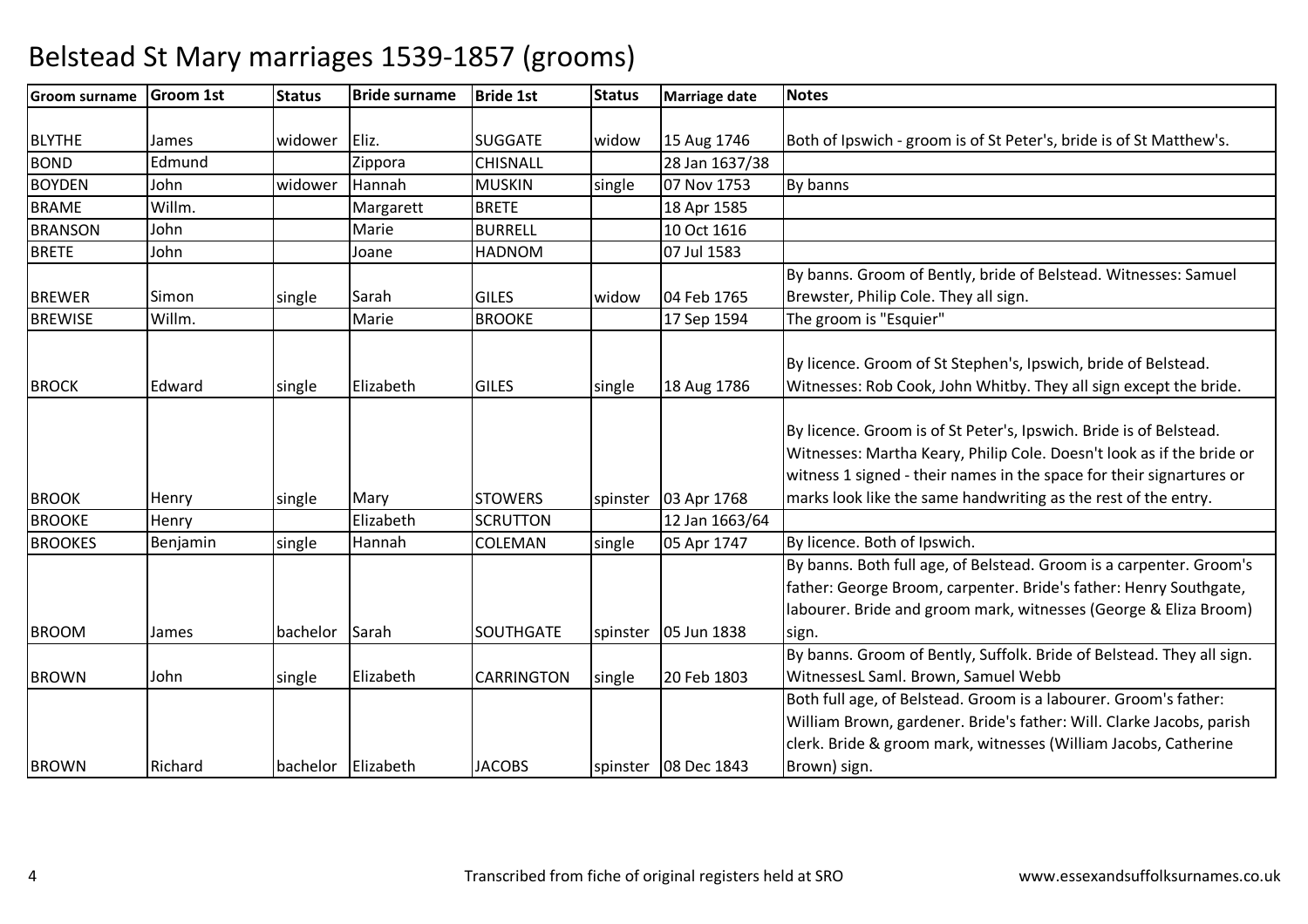# Belstead St Mary marriages 1539-1857 (grooms)

| Groom surname | Groom 1st | Status | Bride surname | Bride 1st | Status | Marriage date | Notes |
|---|---|---|---|---|---|---|---|
| BLYTHE | James | widower | Eliz. | SUGGATE | widow | 15 Aug 1746 | Both of Ipswich - groom is of St Peter's, bride is of St Matthew's. |
| BOND | Edmund | | Zippora | CHISNALL | | 28 Jan 1637/38 | |
| BOYDEN | John | widower | Hannah | MUSKIN | single | 07 Nov 1753 | By banns |
| BRAME | Willm. | | Margarett | BRETE | | 18 Apr 1585 | |
| BRANSON | John | | Marie | BURRELL | | 10 Oct 1616 | |
| BRETE | John | | Joane | HADNOM | | 07 Jul 1583 | |
| BREWER | Simon | single | Sarah | GILES | widow | 04 Feb 1765 | By banns. Groom of Bently, bride of Belstead. Witnesses: Samuel Brewster, Philip Cole. They all sign. |
| BREWISE | Willm. | | Marie | BROOKE | | 17 Sep 1594 | The groom is "Esquier" |
| BROCK | Edward | single | Elizabeth | GILES | single | 18 Aug 1786 | By licence. Groom of St Stephen's, Ipswich, bride of Belstead. Witnesses: Rob Cook, John Whitby. They all sign except the bride. |
| BROOK | Henry | single | Mary | STOWERS | spinster | 03 Apr 1768 | By licence. Groom is of St Peter's, Ipswich. Bride is of Belstead. Witnesses: Martha Keary, Philip Cole. Doesn't look as if the bride or witness 1 signed - their names in the space for their signartures or marks look like the same handwriting as the rest of the entry. |
| BROOKE | Henry | | Elizabeth | SCRUTTON | | 12 Jan 1663/64 | |
| BROOKES | Benjamin | single | Hannah | COLEMAN | single | 05 Apr 1747 | By licence. Both of Ipswich. |
| BROOM | James | bachelor | Sarah | SOUTHGATE | spinster | 05 Jun 1838 | By banns. Both full age, of Belstead. Groom is a carpenter. Groom's father: George Broom, carpenter. Bride's father: Henry Southgate, labourer. Bride and groom mark, witnesses (George & Eliza Broom) sign. |
| BROWN | John | single | Elizabeth | CARRINGTON | single | 20 Feb 1803 | By banns. Groom of Bently, Suffolk. Bride of Belstead. They all sign. WitnessesL Saml. Brown, Samuel Webb |
| BROWN | Richard | bachelor | Elizabeth | JACOBS | spinster | 08 Dec 1843 | Both full age, of Belstead. Groom is a labourer. Groom's father: William Brown, gardener. Bride's father: Will. Clarke Jacobs, parish clerk. Bride & groom mark, witnesses (William Jacobs, Catherine Brown) sign. |

Transcribed from fiche of original registers held at SRO

www.essexandsuffolksurnames.co.uk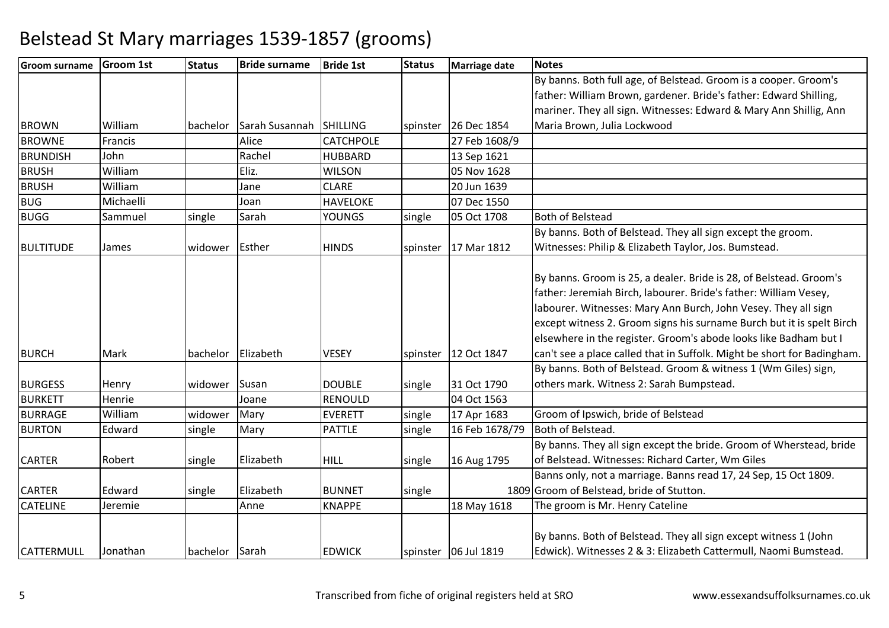# Belstead St Mary marriages 1539-1857 (grooms)

| Groom surname | Groom 1st | Status | Bride surname | Bride 1st | Status | Marriage date | Notes |
|---|---|---|---|---|---|---|---|
| BROWN | William | bachelor | Sarah Susannah | SHILLING | spinster | 26 Dec 1854 | By banns. Both full age, of Belstead. Groom is a cooper. Groom's father: William Brown, gardener. Bride's father: Edward Shilling, mariner. They all sign. Witnesses: Edward & Mary Ann Shillig, Ann Maria Brown, Julia Lockwood |
| BROWNE | Francis | | Alice | CATCHPOLE | | 27 Feb 1608/9 | |
| BRUNDISH | John | | Rachel | HUBBARD | | 13 Sep 1621 | |
| BRUSH | William | | Eliz. | WILSON | | 05 Nov 1628 | |
| BRUSH | William | | Jane | CLARE | | 20 Jun 1639 | |
| BUG | Michaelli | | Joan | HAVELOKE | | 07 Dec 1550 | |
| BUGG | Sammuel | single | Sarah | YOUNGS | single | 05 Oct 1708 | Both of Belstead |
| BULTITUDE | James | widower | Esther | HINDS | spinster | 17 Mar 1812 | By banns. Both of Belstead. They all sign except the groom. Witnesses: Philip & Elizabeth Taylor, Jos. Bumstead. |
| BURCH | Mark | bachelor | Elizabeth | VESEY | spinster | 12 Oct 1847 | By banns. Groom is 25, a dealer. Bride is 28, of Belstead. Groom's father: Jeremiah Birch, labourer. Bride's father: William Vesey, labourer. Witnesses: Mary Ann Burch, John Vesey. They all sign except witness 2. Groom signs his surname Burch but it is spelt Birch elsewhere in the register. Groom's abode looks like Badham but I can't see a place called that in Suffolk. Might be short for Badingham. |
| BURGESS | Henry | widower | Susan | DOUBLE | single | 31 Oct 1790 | By banns. Both of Belstead. Groom & witness 1 (Wm Giles) sign, others mark. Witness 2: Sarah Bumpstead. |
| BURKETT | Henrie | | Joane | RENOULD | | 04 Oct 1563 | |
| BURRAGE | William | widower | Mary | EVERETT | single | 17 Apr 1683 | Groom of Ipswich, bride of Belstead |
| BURTON | Edward | single | Mary | PATTLE | single | 16 Feb 1678/79 | Both of Belstead. |
| CARTER | Robert | single | Elizabeth | HILL | single | 16 Aug 1795 | By banns. They all sign except the bride. Groom of Wherstead, bride of Belstead. Witnesses: Richard Carter, Wm Giles |
| CARTER | Edward | single | Elizabeth | BUNNET | single | 1809 | Banns only, not a marriage. Banns read 17, 24 Sep, 15 Oct 1809. Groom of Belstead, bride of Stutton. |
| CATELINE | Jeremie | | Anne | KNAPPE | | 18 May 1618 | The groom is Mr. Henry Cateline |
| CATTERMULL | Jonathan | bachelor | Sarah | EDWICK | spinster | 06 Jul 1819 | By banns. Both of Belstead. They all sign except witness 1 (John Edwick). Witnesses 2 & 3: Elizabeth Cattermull, Naomi Bumstead. |

Transcribed from fiche of original registers held at SRO — www.essexandsuffolksurnames.co.uk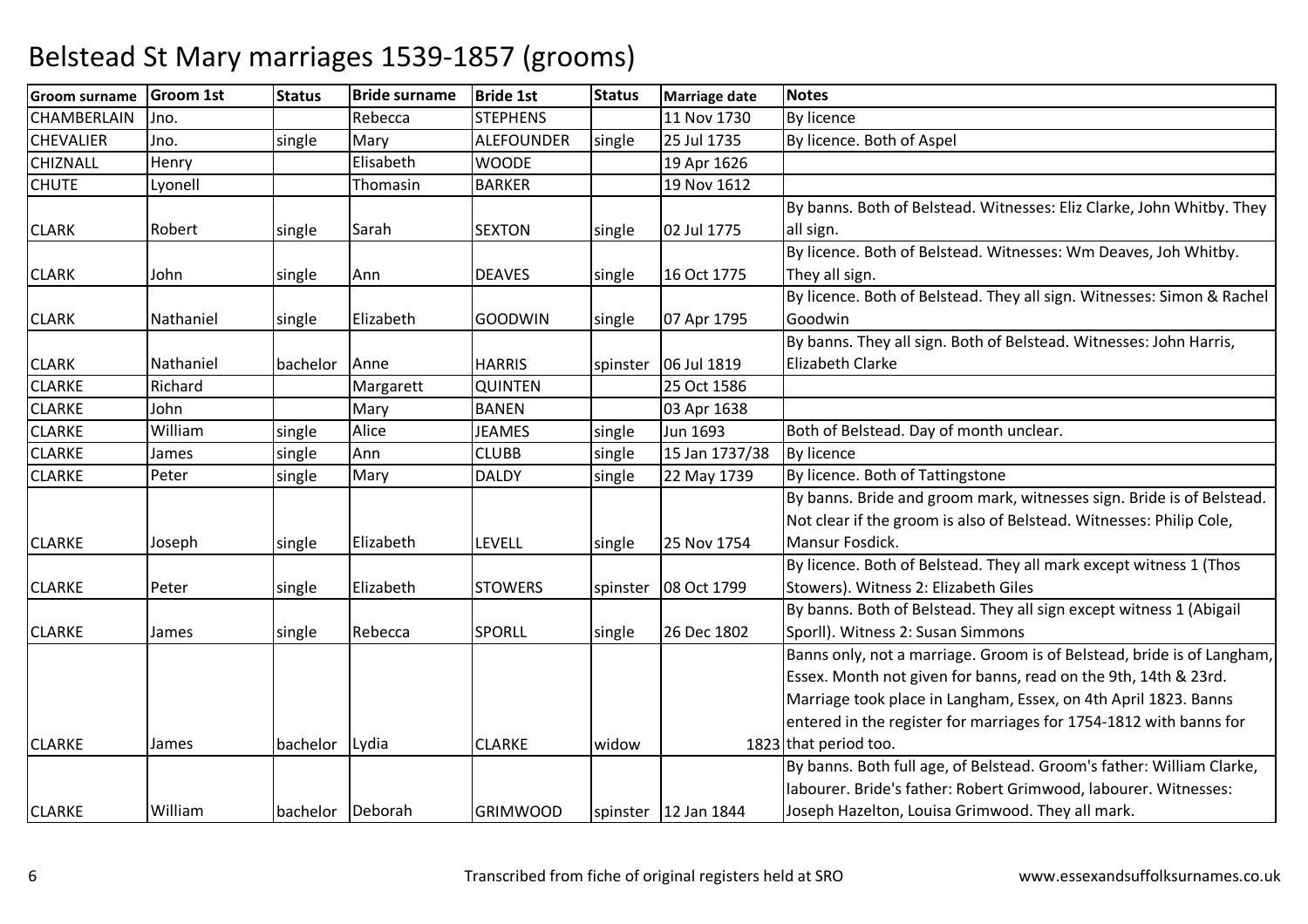# Belstead St Mary marriages 1539-1857 (grooms)

| Groom surname | Groom 1st | Status | Bride surname | Bride 1st | Status | Marriage date | Notes |
|---|---|---|---|---|---|---|---|
| CHAMBERLAIN | Jno. | | Rebecca | STEPHENS | | 11 Nov 1730 | By licence |
| CHEVALIER | Jno. | single | Mary | ALEFOUNDER | single | 25 Jul 1735 | By licence. Both of Aspel |
| CHIZNALL | Henry | | Elisabeth | WOODE | | 19 Apr 1626 | |
| CHUTE | Lyonell | | Thomasin | BARKER | | 19 Nov 1612 | |
| CLARK | Robert | single | Sarah | SEXTON | single | 02 Jul 1775 | By banns. Both of Belstead. Witnesses: Eliz Clarke, John Whitby. They all sign. |
| CLARK | John | single | Ann | DEAVES | single | 16 Oct 1775 | By licence. Both of Belstead. Witnesses: Wm Deaves, Joh Whitby. They all sign. |
| CLARK | Nathaniel | single | Elizabeth | GOODWIN | single | 07 Apr 1795 | By licence. Both of Belstead. They all sign. Witnesses: Simon & Rachel Goodwin |
| CLARK | Nathaniel | bachelor | Anne | HARRIS | spinster | 06 Jul 1819 | By banns. They all sign. Both of Belstead. Witnesses: John Harris, Elizabeth Clarke |
| CLARKE | Richard | | Margarett | QUINTEN | | 25 Oct 1586 | |
| CLARKE | John | | Mary | BANEN | | 03 Apr 1638 | |
| CLARKE | William | single | Alice | JEAMES | single | Jun 1693 | Both of Belstead. Day of month unclear. |
| CLARKE | James | single | Ann | CLUBB | single | 15 Jan 1737/38 | By licence |
| CLARKE | Peter | single | Mary | DALDY | single | 22 May 1739 | By licence. Both of Tattingstone |
| CLARKE | Joseph | single | Elizabeth | LEVELL | single | 25 Nov 1754 | By banns. Bride and groom mark, witnesses sign. Bride is of Belstead. Not clear if the groom is also of Belstead. Witnesses: Philip Cole, Mansur Fosdick. |
| CLARKE | Peter | single | Elizabeth | STOWERS | spinster | 08 Oct 1799 | By licence. Both of Belstead. They all mark except witness 1 (Thos Stowers). Witness 2: Elizabeth Giles |
| CLARKE | James | single | Rebecca | SPORLL | single | 26 Dec 1802 | By banns. Both of Belstead. They all sign except witness 1 (Abigail Sporll). Witness 2: Susan Simmons |
| CLARKE | James | bachelor | Lydia | CLARKE | widow | 1823 | Banns only, not a marriage. Groom is of Belstead, bride is of Langham, Essex. Month not given for banns, read on the 9th, 14th & 23rd. Marriage took place in Langham, Essex, on 4th April 1823. Banns entered in the register for marriages for 1754-1812 with banns for that period too. |
| CLARKE | William | bachelor | Deborah | GRIMWOOD | spinster | 12 Jan 1844 | By banns. Both full age, of Belstead. Groom's father: William Clarke, labourer. Bride's father: Robert Grimwood, labourer. Witnesses: Joseph Hazelton, Louisa Grimwood. They all mark. |

Transcribed from fiche of original registers held at SRO

www.essexandsuffolksurnames.co.uk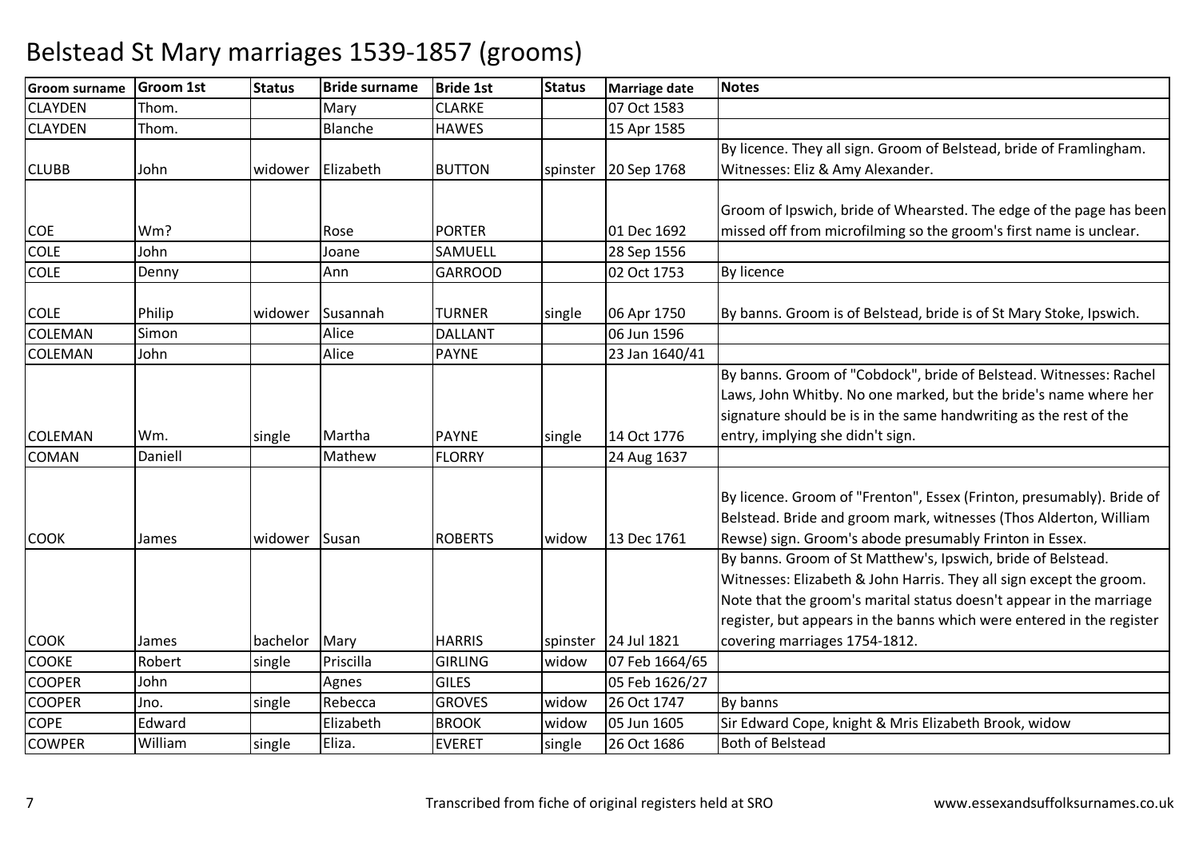# Belstead St Mary marriages 1539-1857 (grooms)

| Groom surname | Groom 1st | Status | Bride surname | Bride 1st | Status | Marriage date | Notes |
|---|---|---|---|---|---|---|---|
| CLAYDEN | Thom. | | Mary | CLARKE | | 07 Oct 1583 | |
| CLAYDEN | Thom. | | Blanche | HAWES | | 15 Apr 1585 | |
| CLUBB | John | widower | Elizabeth | BUTTON | spinster | 20 Sep 1768 | By licence. They all sign. Groom of Belstead, bride of Framlingham. Witnesses: Eliz & Amy Alexander. |
| COE | Wm? | | Rose | PORTER | | 01 Dec 1692 | Groom of Ipswich, bride of Whearsted. The edge of the page has been missed off from microfilming so the groom's first name is unclear. |
| COLE | John | | Joane | SAMUELL | | 28 Sep 1556 | |
| COLE | Denny | | Ann | GARROOD | | 02 Oct 1753 | By licence |
| COLE | Philip | widower | Susannah | TURNER | single | 06 Apr 1750 | By banns. Groom is of Belstead, bride is of St Mary Stoke, Ipswich. |
| COLEMAN | Simon | | Alice | DALLANT | | 06 Jun 1596 | |
| COLEMAN | John | | Alice | PAYNE | | 23 Jan 1640/41 | |
| COLEMAN | Wm. | single | Martha | PAYNE | single | 14 Oct 1776 | By banns. Groom of "Cobdock", bride of Belstead. Witnesses: Rachel Laws, John Whitby. No one marked, but the bride's name where her signature should be is in the same handwriting as the rest of the entry, implying she didn't sign. |
| COMAN | Daniell | | Mathew | FLORRY | | 24 Aug 1637 | |
| COOK | James | widower | Susan | ROBERTS | widow | 13 Dec 1761 | By licence. Groom of "Frenton", Essex (Frinton, presumably). Bride of Belstead. Bride and groom mark, witnesses (Thos Alderton, William Rewse) sign. Groom's abode presumably Frinton in Essex. |
| COOK | James | bachelor | Mary | HARRIS | spinster | 24 Jul 1821 | By banns. Groom of St Matthew's, Ipswich, bride of Belstead. Witnesses: Elizabeth & John Harris. They all sign except the groom. Note that the groom's marital status doesn't appear in the marriage register, but appears in the banns which were entered in the register covering marriages 1754-1812. |
| COOKE | Robert | single | Priscilla | GIRLING | widow | 07 Feb 1664/65 | |
| COOPER | John | | Agnes | GILES | | 05 Feb 1626/27 | |
| COOPER | Jno. | single | Rebecca | GROVES | widow | 26 Oct 1747 | By banns |
| COPE | Edward | | Elizabeth | BROOK | widow | 05 Jun 1605 | Sir Edward Cope, knight & Mris Elizabeth Brook, widow |
| COWPER | William | single | Eliza. | EVERET | single | 26 Oct 1686 | Both of Belstead |

Transcribed from fiche of original registers held at SRO

www.essexandsuffolksurnames.co.uk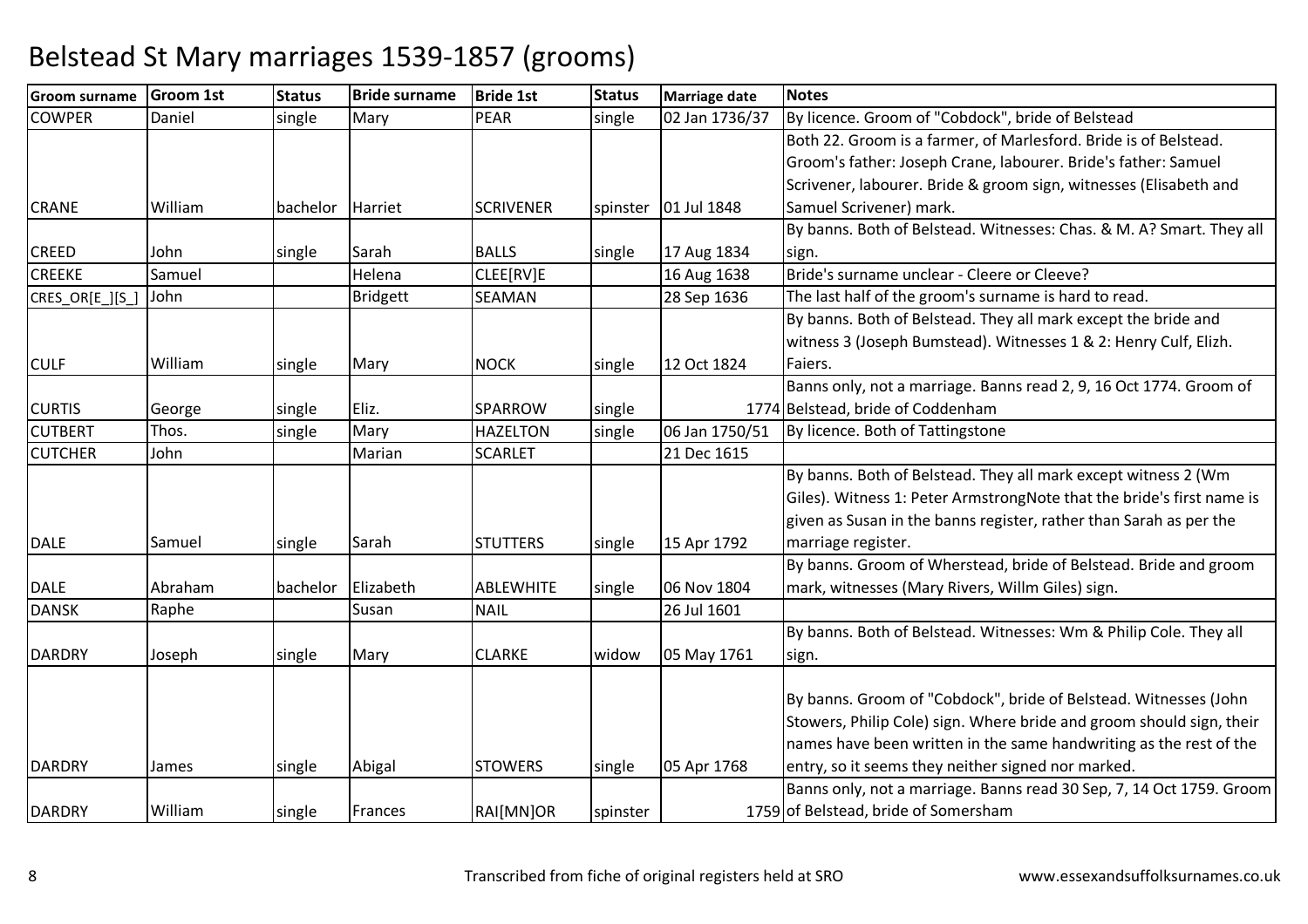# Belstead St Mary marriages 1539-1857 (grooms)

| Groom surname | Groom 1st | Status | Bride surname | Bride 1st | Status | Marriage date | Notes |
|---|---|---|---|---|---|---|---|
| COWPER | Daniel | single | Mary | PEAR | single | 02 Jan 1736/37 | By licence. Groom of "Cobdock", bride of Belstead |
| CRANE | William | bachelor | Harriet | SCRIVENER | spinster | 01 Jul 1848 | Both 22. Groom is a farmer, of Marlesford. Bride is of Belstead. Groom's father: Joseph Crane, labourer. Bride's father: Samuel Scrivener, labourer. Bride & groom sign, witnesses (Elisabeth and Samuel Scrivener) mark. |
| CREED | John | single | Sarah | BALLS | single | 17 Aug 1834 | By banns. Both of Belstead. Witnesses: Chas. & M. A? Smart. They all sign. |
| CREEKE | Samuel | | Helena | CLEE[RV]E | | 16 Aug 1638 | Bride's surname unclear - Cleere or Cleeve? |
| CRES_OR[E_][S_] | John | | Bridgett | SEAMAN | | 28 Sep 1636 | The last half of the groom's surname is hard to read. |
| CULF | William | single | Mary | NOCK | single | 12 Oct 1824 | By banns. Both of Belstead. They all mark except the bride and witness 3 (Joseph Bumstead). Witnesses 1 & 2: Henry Culf, Elizh. Faiers. |
| CURTIS | George | single | Eliz. | SPARROW | single | 1774 | Banns only, not a marriage. Banns read 2, 9, 16 Oct 1774. Groom of Belstead, bride of Coddenham |
| CUTBERT | Thos. | single | Mary | HAZELTON | single | 06 Jan 1750/51 | By licence. Both of Tattingstone |
| CUTCHER | John | | Marian | SCARLET | | 21 Dec 1615 | |
| DALE | Samuel | single | Sarah | STUTTERS | single | 15 Apr 1792 | By banns. Both of Belstead. They all mark except witness 2 (Wm Giles). Witness 1: Peter ArmstrongNote that the bride's first name is given as Susan in the banns register, rather than Sarah as per the marriage register. |
| DALE | Abraham | bachelor | Elizabeth | ABLEWHITE | single | 06 Nov 1804 | By banns. Groom of Wherstead, bride of Belstead. Bride and groom mark, witnesses (Mary Rivers, Willm Giles) sign. |
| DANSK | Raphe | | Susan | NAIL | | 26 Jul 1601 | |
| DARDRY | Joseph | single | Mary | CLARKE | widow | 05 May 1761 | By banns. Both of Belstead. Witnesses: Wm & Philip Cole. They all sign. |
| DARDRY | James | single | Abigal | STOWERS | single | 05 Apr 1768 | By banns. Groom of "Cobdock", bride of Belstead. Witnesses (John Stowers, Philip Cole) sign. Where bride and groom should sign, their names have been written in the same handwriting as the rest of the entry, so it seems they neither signed nor marked. |
| DARDRY | William | single | Frances | RAI[MN]OR | spinster | 1759 | Banns only, not a marriage. Banns read 30 Sep, 7, 14 Oct 1759. Groom of Belstead, bride of Somersham |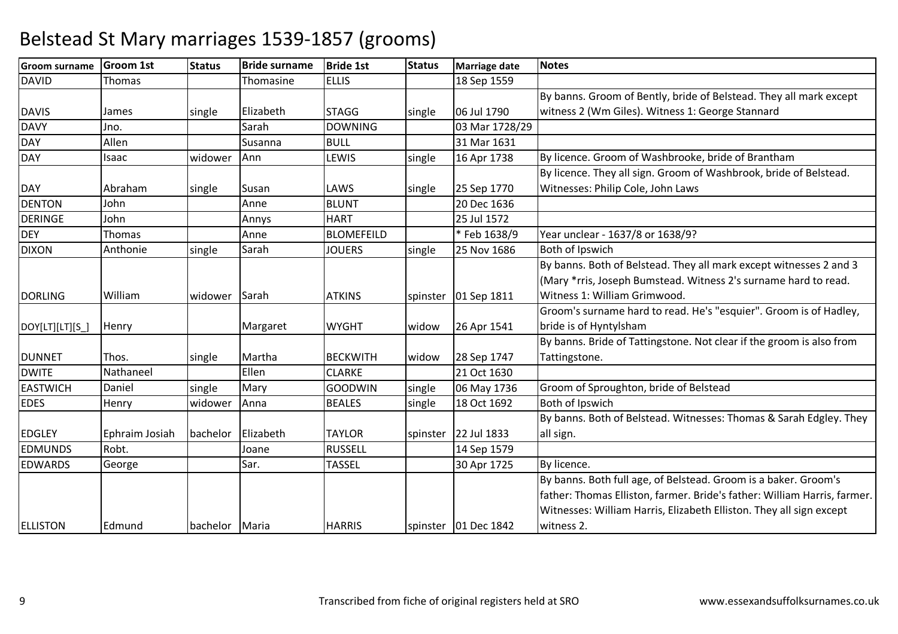# Belstead St Mary marriages 1539-1857 (grooms)

| Groom surname | Groom 1st | Status | Bride surname | Bride 1st | Status | Marriage date | Notes |
|---|---|---|---|---|---|---|---|
| DAVID | Thomas | | Thomasine | ELLIS | | 18 Sep 1559 | |
| DAVIS | James | single | Elizabeth | STAGG | single | 06 Jul 1790 | By banns. Groom of Bently, bride of Belstead. They all mark except witness 2 (Wm Giles). Witness 1: George Stannard |
| DAVY | Jno. | | Sarah | DOWNING | | 03 Mar 1728/29 | |
| DAY | Allen | | Susanna | BULL | | 31 Mar 1631 | |
| DAY | Isaac | widower | Ann | LEWIS | single | 16 Apr 1738 | By licence. Groom of Washbrooke, bride of Brantham |
| DAY | Abraham | single | Susan | LAWS | single | 25 Sep 1770 | By licence. They all sign. Groom of Washbrook, bride of Belstead. Witnesses: Philip Cole, John Laws |
| DENTON | John | | Anne | BLUNT | | 20 Dec 1636 | |
| DERINGE | John | | Annys | HART | | 25 Jul 1572 | |
| DEY | Thomas | | Anne | BLOMEFEILD | | * Feb 1638/9 | Year unclear - 1637/8 or 1638/9? |
| DIXON | Anthonie | single | Sarah | JOUERS | single | 25 Nov 1686 | Both of Ipswich |
| DORLING | William | widower | Sarah | ATKINS | spinster | 01 Sep 1811 | By banns. Both of Belstead. They all mark except witnesses 2 and 3 (Mary *rris, Joseph Bumstead. Witness 2's surname hard to read. Witness 1: William Grimwood. |
| DOY[LT][LT][S_] | Henry | | Margaret | WYGHT | widow | 26 Apr 1541 | Groom's surname hard to read. He's "esquier". Groom is of Hadley, bride is of Hyntylsham |
| DUNNET | Thos. | single | Martha | BECKWITH | widow | 28 Sep 1747 | By banns. Bride of Tattingstone. Not clear if the groom is also from Tattingstone. |
| DWITE | Nathaneel | | Ellen | CLARKE | | 21 Oct 1630 | |
| EASTWICH | Daniel | single | Mary | GOODWIN | single | 06 May 1736 | Groom of Sproughton, bride of Belstead |
| EDES | Henry | widower | Anna | BEALES | single | 18 Oct 1692 | Both of Ipswich |
| EDGLEY | Ephraim Josiah | bachelor | Elizabeth | TAYLOR | spinster | 22 Jul 1833 | By banns. Both of Belstead. Witnesses: Thomas & Sarah Edgley. They all sign. |
| EDMUNDS | Robt. | | Joane | RUSSELL | | 14 Sep 1579 | |
| EDWARDS | George | | Sar. | TASSEL | | 30 Apr 1725 | By licence. |
| ELLISTON | Edmund | bachelor | Maria | HARRIS | spinster | 01 Dec 1842 | By banns. Both full age, of Belstead. Groom is a baker. Groom's father: Thomas Elliston, farmer. Bride's father: William Harris, farmer. Witnesses: William Harris, Elizabeth Elliston. They all sign except witness 2. |

Transcribed from fiche of original registers held at SRO

www.essexandsuffolksurnames.co.uk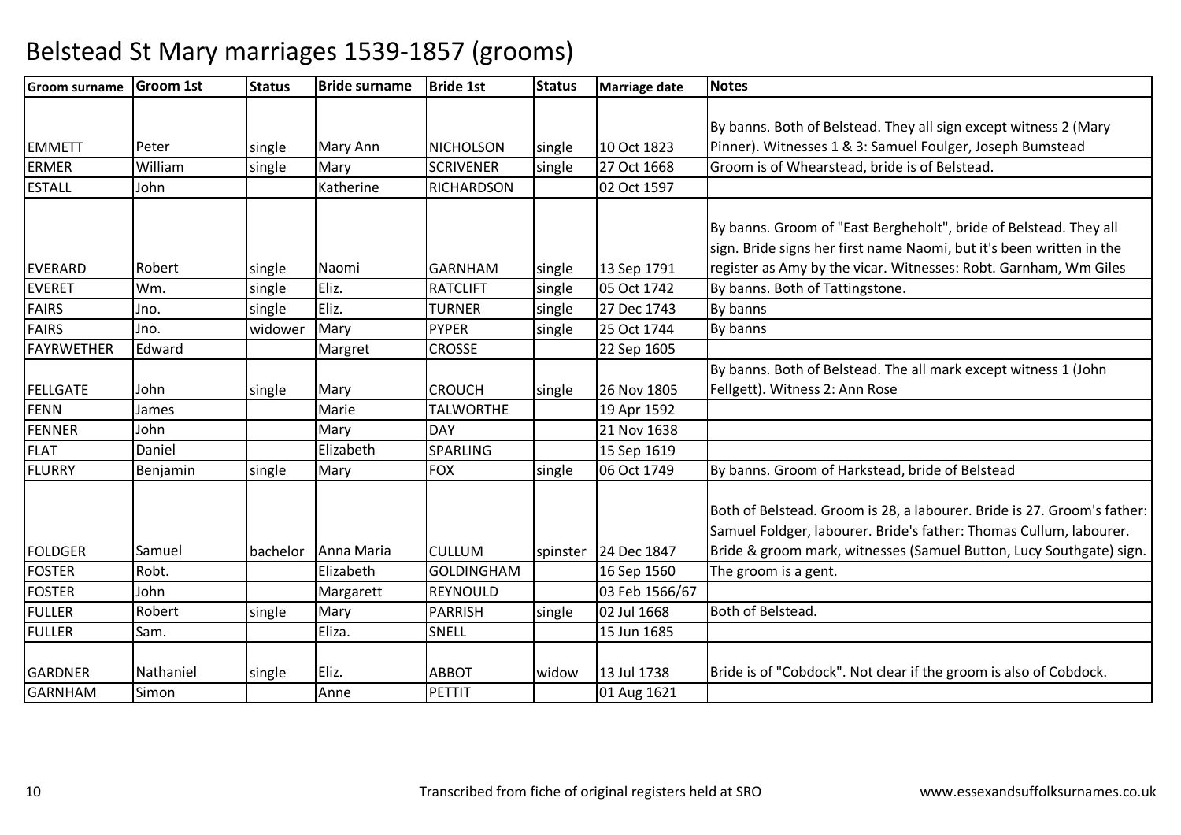# Belstead St Mary marriages 1539-1857 (grooms)

| Groom surname | Groom 1st | Status | Bride surname | Bride 1st | Status | Marriage date | Notes |
|---|---|---|---|---|---|---|---|
| EMMETT | Peter | single | Mary Ann | NICHOLSON | single | 10 Oct 1823 | By banns. Both of Belstead. They all sign except witness 2 (Mary Pinner). Witnesses 1 & 3: Samuel Foulger, Joseph Bumstead |
| ERMER | William | single | Mary | SCRIVENER | single | 27 Oct 1668 | Groom is of Whearstead, bride is of Belstead. |
| ESTALL | John | | Katherine | RICHARDSON | | 02 Oct 1597 | |
| EVERARD | Robert | single | Naomi | GARNHAM | single | 13 Sep 1791 | By banns. Groom of "East Bergheholt", bride of Belstead. They all sign. Bride signs her first name Naomi, but it's been written in the register as Amy by the vicar. Witnesses: Robt. Garnham, Wm Giles |
| EVERET | Wm. | single | Eliz. | RATCLIFT | single | 05 Oct 1742 | By banns. Both of Tattingstone. |
| FAIRS | Jno. | single | Eliz. | TURNER | single | 27 Dec 1743 | By banns |
| FAIRS | Jno. | widower | Mary | PYPER | single | 25 Oct 1744 | By banns |
| FAYRWETHER | Edward | | Margret | CROSSE | | 22 Sep 1605 | |
| FELLGATE | John | single | Mary | CROUCH | single | 26 Nov 1805 | By banns. Both of Belstead. The all mark except witness 1 (John Fellgett). Witness 2: Ann Rose |
| FENN | James | | Marie | TALWORTHE | | 19 Apr 1592 | |
| FENNER | John | | Mary | DAY | | 21 Nov 1638 | |
| FLAT | Daniel | | Elizabeth | SPARLING | | 15 Sep 1619 | |
| FLURRY | Benjamin | single | Mary | FOX | single | 06 Oct 1749 | By banns. Groom of Harkstead, bride of Belstead |
| FOLDGER | Samuel | bachelor | Anna Maria | CULLUM | spinster | 24 Dec 1847 | Both of Belstead. Groom is 28, a labourer. Bride is 27. Groom's father: Samuel Foldger, labourer. Bride's father: Thomas Cullum, labourer. Bride & groom mark, witnesses (Samuel Button, Lucy Southgate) sign. |
| FOSTER | Robt. | | Elizabeth | GOLDINGHAM | | 16 Sep 1560 | The groom is a gent. |
| FOSTER | John | | Margarett | REYNOULD | | 03 Feb 1566/67 | |
| FULLER | Robert | single | Mary | PARRISH | single | 02 Jul 1668 | Both of Belstead. |
| FULLER | Sam. | | Eliza. | SNELL | | 15 Jun 1685 | |
| GARDNER | Nathaniel | single | Eliz. | ABBOT | widow | 13 Jul 1738 | Bride is of "Cobdock". Not clear if the groom is also of Cobdock. |
| GARNHAM | Simon | | Anne | PETTIT | | 01 Aug 1621 | |

Transcribed from fiche of original registers held at SRO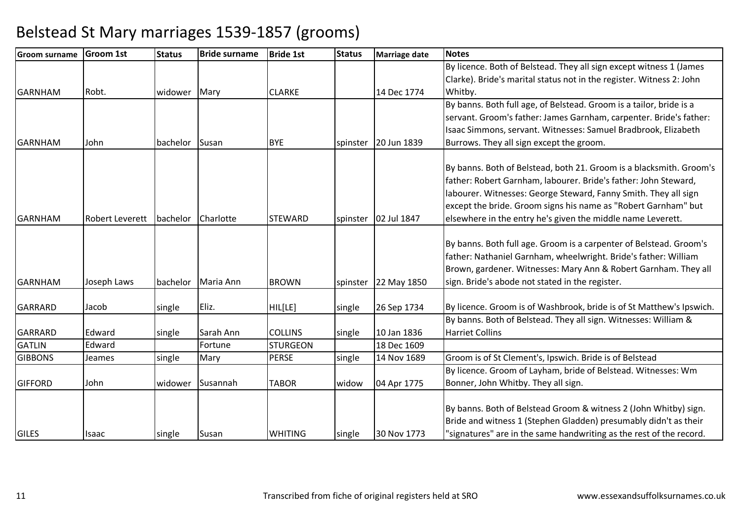# Belstead St Mary marriages 1539-1857 (grooms)

| Groom surname | Groom 1st | Status | Bride surname | Bride 1st | Status | Marriage date | Notes |
|---|---|---|---|---|---|---|---|
| GARNHAM | Robt. | widower | Mary | CLARKE | | 14 Dec 1774 | By licence. Both of Belstead. They all sign except witness 1 (James Clarke). Bride's marital status not in the register. Witness 2: John Whitby. |
| GARNHAM | John | bachelor | Susan | BYE | spinster | 20 Jun 1839 | By banns. Both full age, of Belstead. Groom is a tailor, bride is a servant. Groom's father: James Garnham, carpenter. Bride's father: Isaac Simmons, servant. Witnesses: Samuel Bradbrook, Elizabeth Burrows. They all sign except the groom. |
| GARNHAM | Robert Leverett | bachelor | Charlotte | STEWARD | spinster | 02 Jul 1847 | By banns. Both of Belstead, both 21. Groom is a blacksmith. Groom's father: Robert Garnham, labourer. Bride's father: John Steward, labourer. Witnesses: George Steward, Fanny Smith. They all sign except the bride. Groom signs his name as "Robert Garnham" but elsewhere in the entry he's given the middle name Leverett. |
| GARNHAM | Joseph Laws | bachelor | Maria Ann | BROWN | spinster | 22 May 1850 | By banns. Both full age. Groom is a carpenter of Belstead. Groom's father: Nathaniel Garnham, wheelwright. Bride's father: William Brown, gardener. Witnesses: Mary Ann & Robert Garnham. They all sign. Bride's abode not stated in the register. |
| GARRARD | Jacob | single | Eliz. | HIL[LE] | single | 26 Sep 1734 | By licence. Groom is of Washbrook, bride is of St Matthew's Ipswich. |
| GARRARD | Edward | single | Sarah Ann | COLLINS | single | 10 Jan 1836 | By banns. Both of Belstead. They all sign. Witnesses: William & Harriet Collins |
| GATLIN | Edward | | Fortune | STURGEON | | 18 Dec 1609 | |
| GIBBONS | Jeames | single | Mary | PERSE | single | 14 Nov 1689 | Groom is of St Clement's, Ipswich. Bride is of Belstead |
| GIFFORD | John | widower | Susannah | TABOR | widow | 04 Apr 1775 | By licence. Groom of Layham, bride of Belstead. Witnesses: Wm Bonner, John Whitby. They all sign. |
| GILES | Isaac | single | Susan | WHITING | single | 30 Nov 1773 | By banns. Both of Belstead Groom & witness 2 (John Whitby) sign. Bride and witness 1 (Stephen Gladden) presumably didn't as their "signatures" are in the same handwriting as the rest of the record. |

Transcribed from fiche of original registers held at SRO www.essexandsuffolksurnames.co.uk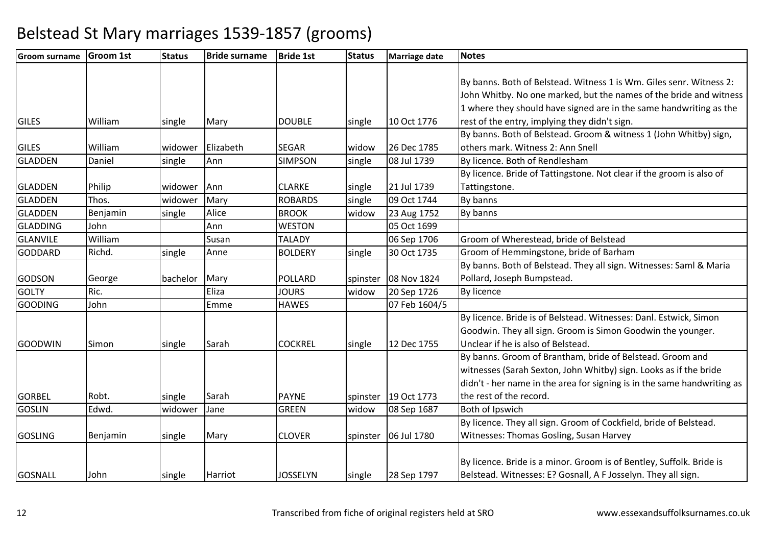# Belstead St Mary marriages 1539-1857 (grooms)

| Groom surname | Groom 1st | Status | Bride surname | Bride 1st | Status | Marriage date | Notes |
|---|---|---|---|---|---|---|---|
| GILES | William | single | Mary | DOUBLE | single | 10 Oct 1776 | By banns. Both of Belstead. Witness 1 is Wm. Giles senr. Witness 2: John Whitby. No one marked, but the names of the bride and witness 1 where they should have signed are in the same handwriting as the rest of the entry, implying they didn't sign. |
| GILES | William | widower | Elizabeth | SEGAR | widow | 26 Dec 1785 | By banns. Both of Belstead. Groom & witness 1 (John Whitby) sign, others mark. Witness 2: Ann Snell |
| GLADDEN | Daniel | single | Ann | SIMPSON | single | 08 Jul 1739 | By licence. Both of Rendlesham |
| GLADDEN | Philip | widower | Ann | CLARKE | single | 21 Jul 1739 | By licence. Bride of Tattingstone. Not clear if the groom is also of Tattingstone. |
| GLADDEN | Thos. | widower | Mary | ROBARDS | single | 09 Oct 1744 | By banns |
| GLADDEN | Benjamin | single | Alice | BROOK | widow | 23 Aug 1752 | By banns |
| GLADDING | John | | Ann | WESTON | | 05 Oct 1699 | |
| GLANVILE | William | | Susan | TALADY | | 06 Sep 1706 | Groom of Wherestead, bride of Belstead |
| GODDARD | Richd. | single | Anne | BOLDERY | single | 30 Oct 1735 | Groom of Hemmingstone, bride of Barham |
| GODSON | George | bachelor | Mary | POLLARD | spinster | 08 Nov 1824 | By banns. Both of Belstead. They all sign. Witnesses: Saml & Maria Pollard, Joseph Bumpstead. |
| GOLTY | Ric. | | Eliza | JOURS | widow | 20 Sep 1726 | By licence |
| GOODING | John | | Emme | HAWES | | 07 Feb 1604/5 | |
| GOODWIN | Simon | single | Sarah | COCKREL | single | 12 Dec 1755 | By licence. Bride is of Belstead. Witnesses: Danl. Estwick, Simon Goodwin. They all sign. Groom is Simon Goodwin the younger. Unclear if he is also of Belstead. |
| GORBEL | Robt. | single | Sarah | PAYNE | spinster | 19 Oct 1773 | By banns. Groom of Brantham, bride of Belstead. Groom and witnesses (Sarah Sexton, John Whitby) sign. Looks as if the bride didn't - her name in the area for signing is in the same handwriting as the rest of the record. |
| GOSLIN | Edwd. | widower | Jane | GREEN | widow | 08 Sep 1687 | Both of Ipswich |
| GOSLING | Benjamin | single | Mary | CLOVER | spinster | 06 Jul 1780 | By licence. They all sign. Groom of Cockfield, bride of Belstead. Witnesses: Thomas Gosling, Susan Harvey |
| GOSNALL | John | single | Harriot | JOSSELYN | single | 28 Sep 1797 | By licence. Bride is a minor. Groom is of Bentley, Suffolk. Bride is Belstead. Witnesses: E? Gosnall, A F Josselyn. They all sign. |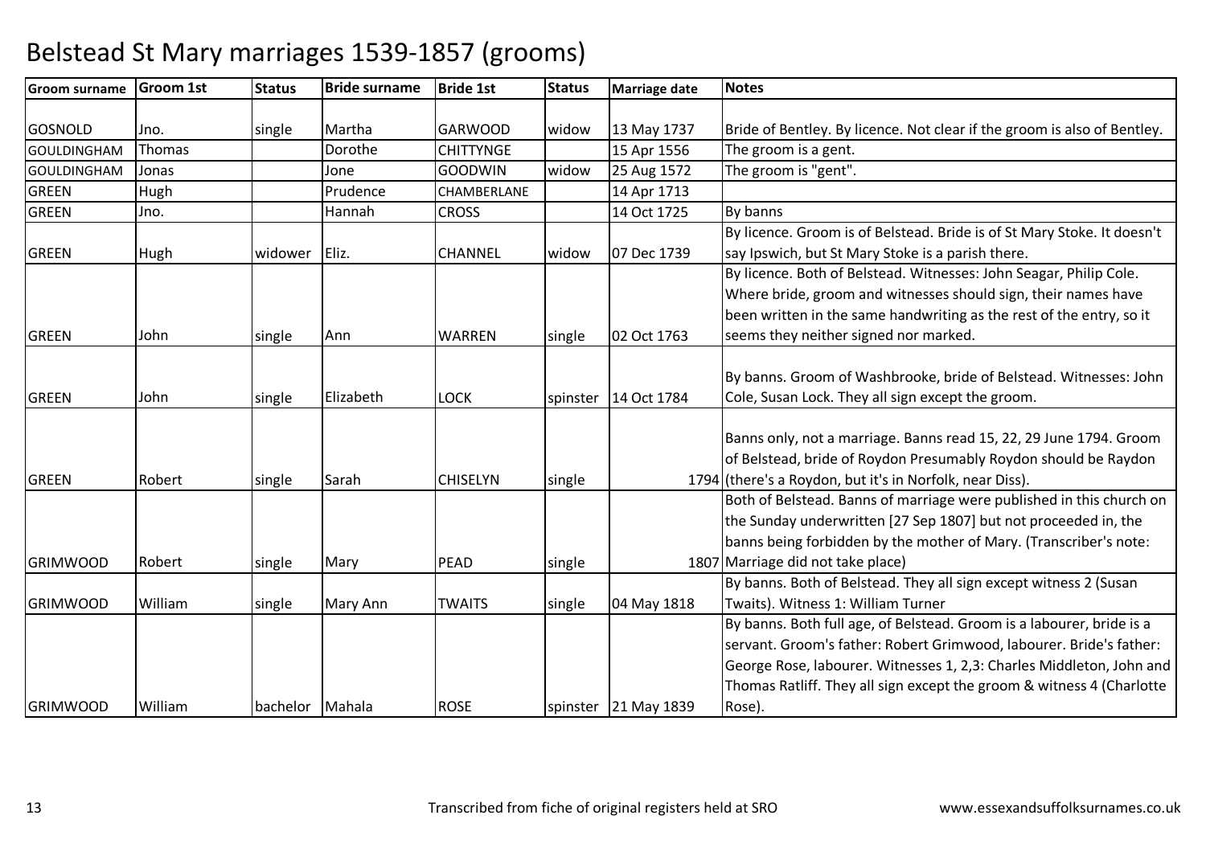# Belstead St Mary marriages 1539-1857 (grooms)

| Groom surname | Groom 1st | Status | Bride surname | Bride 1st | Status | Marriage date | Notes |
|---|---|---|---|---|---|---|---|
| GOSNOLD | Jno. | single | Martha | GARWOOD | widow | 13 May 1737 | Bride of Bentley. By licence. Not clear if the groom is also of Bentley. |
| GOULDINGHAM | Thomas | | Dorothe | CHITTYNGE | | 15 Apr 1556 | The groom is a gent. |
| GOULDINGHAM | Jonas | | Jone | GOODWIN | widow | 25 Aug 1572 | The groom is "gent". |
| GREEN | Hugh | | Prudence | CHAMBERLANE | | 14 Apr 1713 | |
| GREEN | Jno. | | Hannah | CROSS | | 14 Oct 1725 | By banns |
| GREEN | Hugh | widower | Eliz. | CHANNEL | widow | 07 Dec 1739 | By licence. Groom is of Belstead. Bride is of St Mary Stoke. It doesn't say Ipswich, but St Mary Stoke is a parish there. |
| GREEN | John | single | Ann | WARREN | single | 02 Oct 1763 | By licence. Both of Belstead. Witnesses: John Seagar, Philip Cole. Where bride, groom and witnesses should sign, their names have been written in the same handwriting as the rest of the entry, so it seems they neither signed nor marked. |
| GREEN | John | single | Elizabeth | LOCK | spinster | 14 Oct 1784 | By banns. Groom of Washbrooke, bride of Belstead. Witnesses: John Cole, Susan Lock. They all sign except the groom. |
| GREEN | Robert | single | Sarah | CHISELYN | single | 1794 | Banns only, not a marriage. Banns read 15, 22, 29 June 1794. Groom of Belstead, bride of Roydon Presumably Roydon should be Raydon (there's a Roydon, but it's in Norfolk, near Diss). |
| GRIMWOOD | Robert | single | Mary | PEAD | single | 1807 | Both of Belstead. Banns of marriage were published in this church on the Sunday underwritten [27 Sep 1807] but not proceeded in, the banns being forbidden by the mother of Mary. (Transcriber's note: Marriage did not take place) |
| GRIMWOOD | William | single | Mary Ann | TWAITS | single | 04 May 1818 | By banns. Both of Belstead. They all sign except witness 2 (Susan Twaits). Witness 1: William Turner |
| GRIMWOOD | William | bachelor | Mahala | ROSE | spinster | 21 May 1839 | By banns. Both full age, of Belstead. Groom is a labourer, bride is a servant. Groom's father: Robert Grimwood, labourer. Bride's father: George Rose, labourer. Witnesses 1, 2,3: Charles Middleton, John and Thomas Ratliff. They all sign except the groom & witness 4 (Charlotte Rose). |

Transcribed from fiche of original registers held at SRO

www.essexandsuffolksurnames.co.uk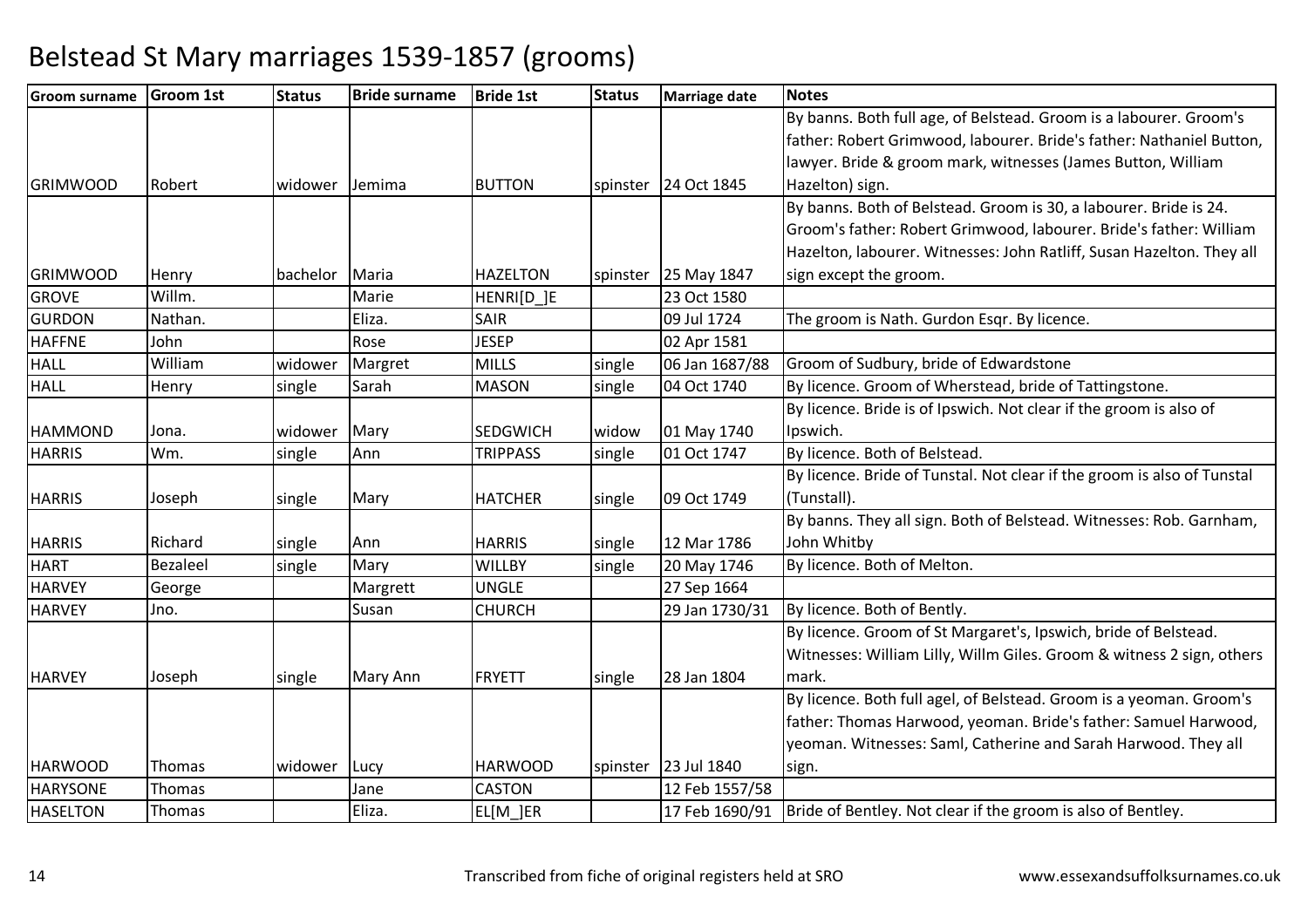# Belstead St Mary marriages 1539-1857 (grooms)

| Groom surname | Groom 1st | Status | Bride surname | Bride 1st | Status | Marriage date | Notes |
|---|---|---|---|---|---|---|---|
| GRIMWOOD | Robert | widower | Jemima | BUTTON | spinster | 24 Oct 1845 | By banns. Both full age, of Belstead. Groom is a labourer. Groom's father: Robert Grimwood, labourer. Bride's father: Nathaniel Button, lawyer. Bride & groom mark, witnesses (James Button, William Hazelton) sign. |
| GRIMWOOD | Henry | bachelor | Maria | HAZELTON | spinster | 25 May 1847 | By banns. Both of Belstead. Groom is 30, a labourer. Bride is 24. Groom's father: Robert Grimwood, labourer. Bride's father: William Hazelton, labourer. Witnesses: John Ratliff, Susan Hazelton. They all sign except the groom. |
| GROVE | Willm. | | Marie | HENRI[D_]E | | 23 Oct 1580 | |
| GURDON | Nathan. | | Eliza. | SAIR | | 09 Jul 1724 | The groom is Nath. Gurdon Esqr. By licence. |
| HAFFNE | John | | Rose | JESEP | | 02 Apr 1581 | |
| HALL | William | widower | Margret | MILLS | single | 06 Jan 1687/88 | Groom of Sudbury, bride of Edwardstone |
| HALL | Henry | single | Sarah | MASON | single | 04 Oct 1740 | By licence. Groom of Wherstead, bride of Tattingstone. |
| HAMMOND | Jona. | widower | Mary | SEDGWICH | widow | 01 May 1740 | By licence. Bride is of Ipswich. Not clear if the groom is also of Ipswich. |
| HARRIS | Wm. | single | Ann | TRIPPASS | single | 01 Oct 1747 | By licence. Both of Belstead. |
| HARRIS | Joseph | single | Mary | HATCHER | single | 09 Oct 1749 | By licence. Bride of Tunstal. Not clear if the groom is also of Tunstal (Tunstall). |
| HARRIS | Richard | single | Ann | HARRIS | single | 12 Mar 1786 | By banns. They all sign. Both of Belstead. Witnesses: Rob. Garnham, John Whitby |
| HART | Bezaleel | single | Mary | WILLBY | single | 20 May 1746 | By licence. Both of Melton. |
| HARVEY | George | | Margrett | UNGLE | | 27 Sep 1664 | |
| HARVEY | Jno. | | Susan | CHURCH | | 29 Jan 1730/31 | By licence. Both of Bently. |
| HARVEY | Joseph | single | Mary Ann | FRYETT | single | 28 Jan 1804 | By licence. Groom of St Margaret's, Ipswich, bride of Belstead. Witnesses: William Lilly, Willm Giles. Groom & witness 2 sign, others mark. |
| HARWOOD | Thomas | widower | Lucy | HARWOOD | spinster | 23 Jul 1840 | By licence. Both full agel, of Belstead. Groom is a yeoman. Groom's father: Thomas Harwood, yeoman. Bride's father: Samuel Harwood, yeoman. Witnesses: Saml, Catherine and Sarah Harwood. They all sign. |
| HARYSONE | Thomas | | Jane | CASTON | | 12 Feb 1557/58 | |
| HASELTON | Thomas | | Eliza. | EL[M_]ER | | 17 Feb 1690/91 | Bride of Bentley. Not clear if the groom is also of Bentley. |

Transcribed from fiche of original registers held at SRO

www.essexandsuffolksurnames.co.uk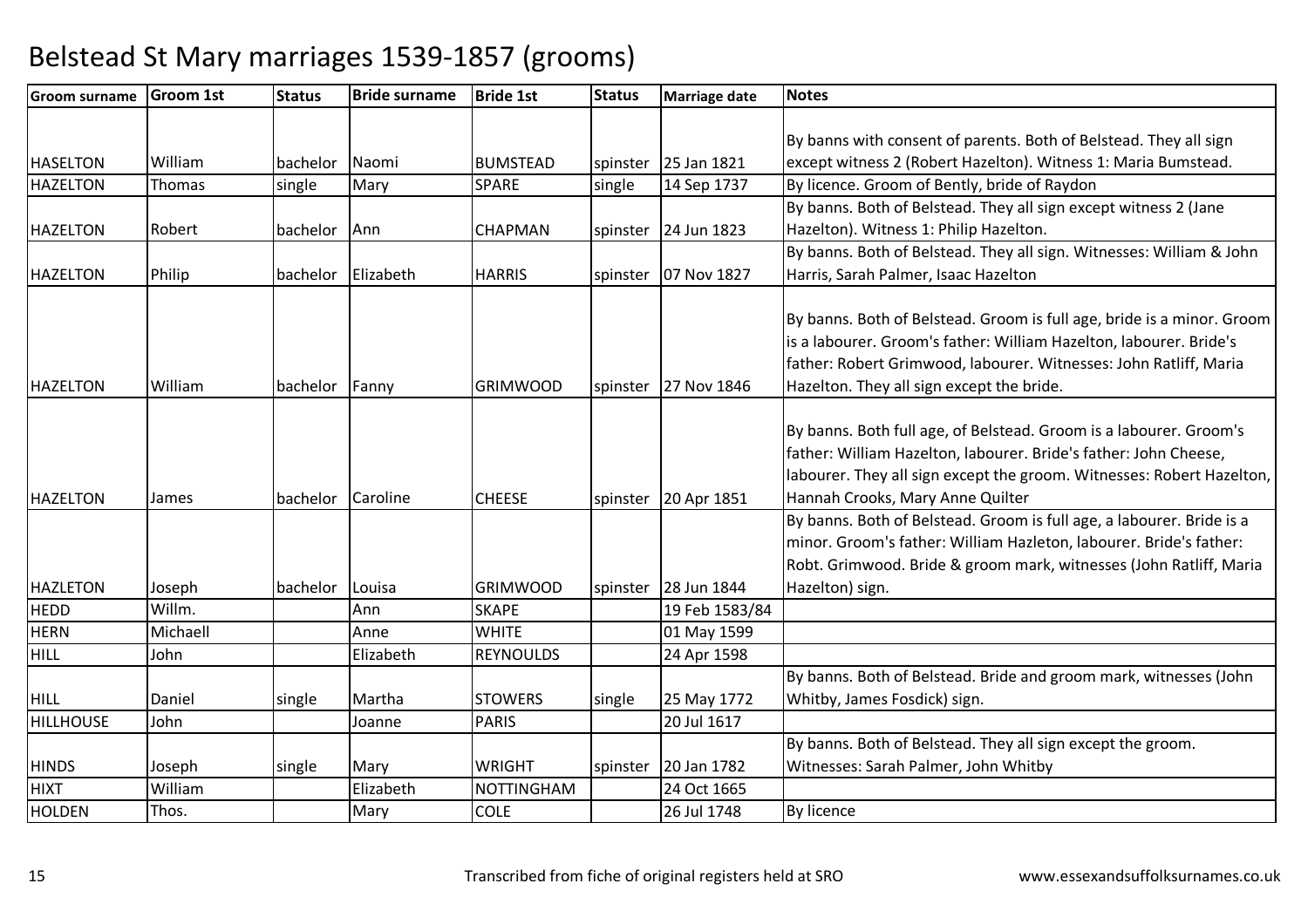# Belstead St Mary marriages 1539-1857 (grooms)

| Groom surname | Groom 1st | Status | Bride surname | Bride 1st | Status | Marriage date | Notes |
|---|---|---|---|---|---|---|---|
| HASELTON | William | bachelor | Naomi | BUMSTEAD | spinster | 25 Jan 1821 | By banns with consent of parents. Both of Belstead. They all sign except witness 2 (Robert Hazelton). Witness 1: Maria Bumstead. |
| HAZELTON | Thomas | single | Mary | SPARE | single | 14 Sep 1737 | By licence. Groom of Bently, bride of Raydon |
| HAZELTON | Robert | bachelor | Ann | CHAPMAN | spinster | 24 Jun 1823 | By banns. Both of Belstead. They all sign except witness 2 (Jane Hazelton). Witness 1: Philip Hazelton. |
| HAZELTON | Philip | bachelor | Elizabeth | HARRIS | spinster | 07 Nov 1827 | By banns. Both of Belstead. They all sign. Witnesses: William & John Harris, Sarah Palmer, Isaac Hazelton |
| HAZELTON | William | bachelor | Fanny | GRIMWOOD | spinster | 27 Nov 1846 | By banns. Both of Belstead. Groom is full age, bride is a minor. Groom is a labourer. Groom's father: William Hazelton, labourer. Bride's father: Robert Grimwood, labourer. Witnesses: John Ratliff, Maria Hazelton. They all sign except the bride. |
| HAZELTON | James | bachelor | Caroline | CHEESE | spinster | 20 Apr 1851 | By banns. Both full age, of Belstead. Groom is a labourer. Groom's father: William Hazelton, labourer. Bride's father: John Cheese, labourer. They all sign except the groom. Witnesses: Robert Hazelton, Hannah Crooks, Mary Anne Quilter |
| HAZLETON | Joseph | bachelor | Louisa | GRIMWOOD | spinster | 28 Jun 1844 | By banns. Both of Belstead. Groom is full age, a labourer. Bride is a minor. Groom's father: William Hazleton, labourer. Bride's father: Robt. Grimwood. Bride & groom mark, witnesses (John Ratliff, Maria Hazelton) sign. |
| HEDD | Willm. | | Ann | SKAPE | | 19 Feb 1583/84 | |
| HERN | Michaell | | Anne | WHITE | | 01 May 1599 | |
| HILL | John | | Elizabeth | REYNOULDS | | 24 Apr 1598 | |
| HILL | Daniel | single | Martha | STOWERS | single | 25 May 1772 | By banns. Both of Belstead. Bride and groom mark, witnesses (John Whitby, James Fosdick) sign. |
| HILLHOUSE | John | | Joanne | PARIS | | 20 Jul 1617 | |
| HINDS | Joseph | single | Mary | WRIGHT | spinster | 20 Jan 1782 | By banns. Both of Belstead. They all sign except the groom. Witnesses: Sarah Palmer, John Whitby |
| HIXT | William | | Elizabeth | NOTTINGHAM | | 24 Oct 1665 | |
| HOLDEN | Thos. | | Mary | COLE | | 26 Jul 1748 | By licence |

Transcribed from fiche of original registers held at SRO www.essexandsuffolksurnames.co.uk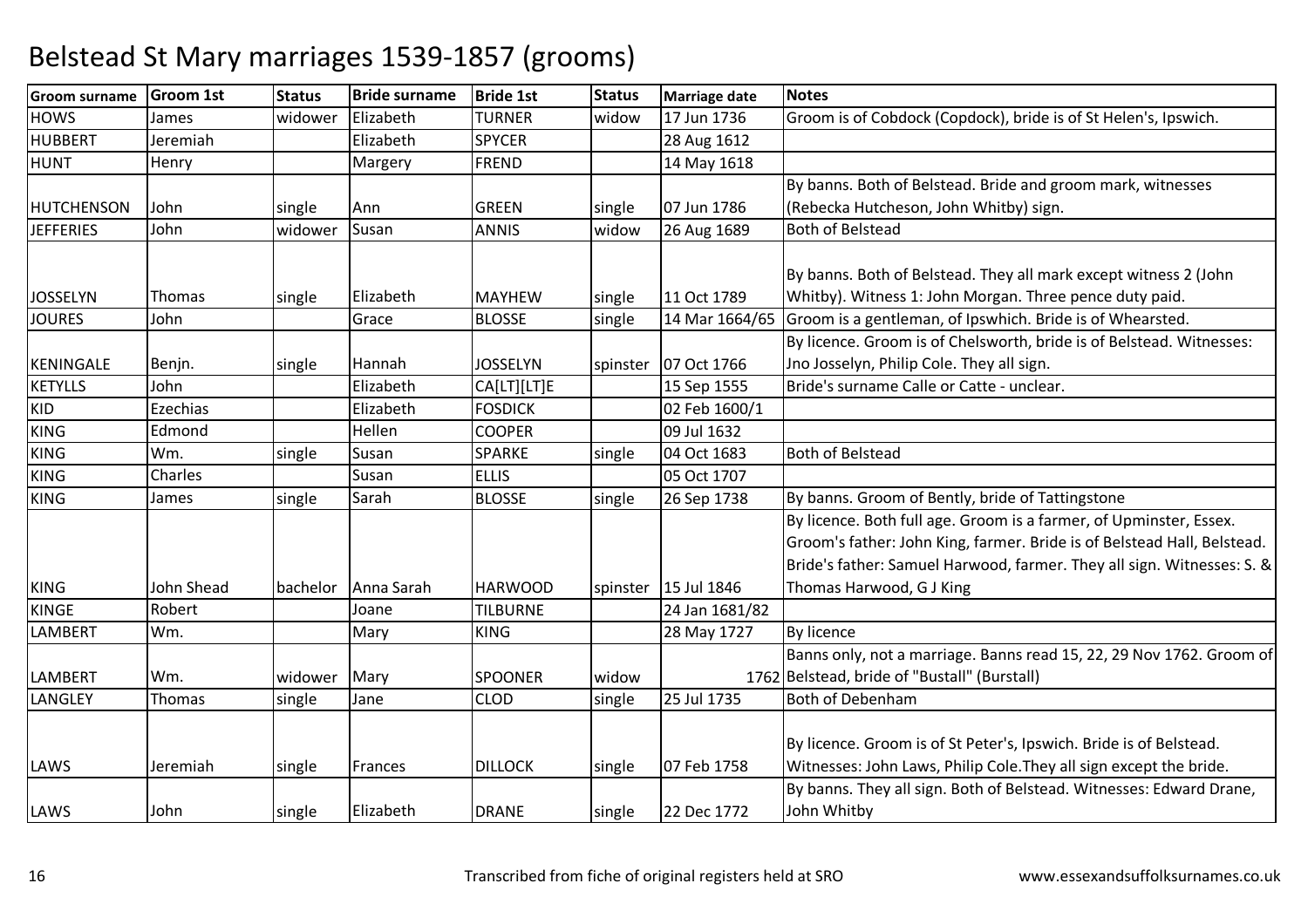# Belstead St Mary marriages 1539-1857 (grooms)

| Groom surname | Groom 1st | Status | Bride surname | Bride 1st | Status | Marriage date | Notes |
|---|---|---|---|---|---|---|---|
| HOWS | James | widower | Elizabeth | TURNER | widow | 17 Jun 1736 | Groom is of Cobdock (Copdock), bride is of St Helen's, Ipswich. |
| HUBBERT | Jeremiah | | Elizabeth | SPYCER | | 28 Aug 1612 | |
| HUNT | Henry | | Margery | FREND | | 14 May 1618 | |
| HUTCHENSON | John | single | Ann | GREEN | single | 07 Jun 1786 | By banns. Both of Belstead. Bride and groom mark, witnesses (Rebecka Hutcheson, John Whitby) sign. |
| JEFFERIES | John | widower | Susan | ANNIS | widow | 26 Aug 1689 | Both of Belstead |
| JOSSELYN | Thomas | single | Elizabeth | MAYHEW | single | 11 Oct 1789 | By banns. Both of Belstead. They all mark except witness 2 (John Whitby). Witness 1: John Morgan. Three pence duty paid. |
| JOURES | John | | Grace | BLOSSE | single | 14 Mar 1664/65 | Groom is a gentleman, of Ipswhich. Bride is of Whearsted. |
| KENINGALE | Benjn. | single | Hannah | JOSSELYN | spinster | 07 Oct 1766 | By licence. Groom is of Chelsworth, bride is of Belstead. Witnesses: Jno Josselyn, Philip Cole. They all sign. |
| KETYLLS | John | | Elizabeth | CA[LT][LT]E | | 15 Sep 1555 | Bride's surname Calle or Catte - unclear. |
| KID | Ezechias | | Elizabeth | FOSDICK | | 02 Feb 1600/1 | |
| KING | Edmond | | Hellen | COOPER | | 09 Jul 1632 | |
| KING | Wm. | single | Susan | SPARKE | single | 04 Oct 1683 | Both of Belstead |
| KING | Charles | | Susan | ELLIS | | 05 Oct 1707 | |
| KING | James | single | Sarah | BLOSSE | single | 26 Sep 1738 | By banns. Groom of Bently, bride of Tattingstone |
| KING | John Shead | bachelor | Anna Sarah | HARWOOD | spinster | 15 Jul 1846 | By licence. Both full age. Groom is a farmer, of Upminster, Essex. Groom's father: John King, farmer. Bride is of Belstead Hall, Belstead. Bride's father: Samuel Harwood, farmer. They all sign. Witnesses: S. & Thomas Harwood, G J King |
| KINGE | Robert | | Joane | TILBURNE | | 24 Jan 1681/82 | |
| LAMBERT | Wm. | | Mary | KING | | 28 May 1727 | By licence |
| LAMBERT | Wm. | widower | Mary | SPOONER | widow | 1762 | Banns only, not a marriage. Banns read 15, 22, 29 Nov 1762. Groom of Belstead, bride of "Bustall" (Burstall) |
| LANGLEY | Thomas | single | Jane | CLOD | single | 25 Jul 1735 | Both of Debenham |
| LAWS | Jeremiah | single | Frances | DILLOCK | single | 07 Feb 1758 | By licence. Groom is of St Peter's, Ipswich. Bride is of Belstead. Witnesses: John Laws, Philip Cole.They all sign except the bride. |
| LAWS | John | single | Elizabeth | DRANE | single | 22 Dec 1772 | By banns. They all sign. Both of Belstead. Witnesses: Edward Drane, John Whitby |

Transcribed from fiche of original registers held at SRO

www.essexandsuffolksurnames.co.uk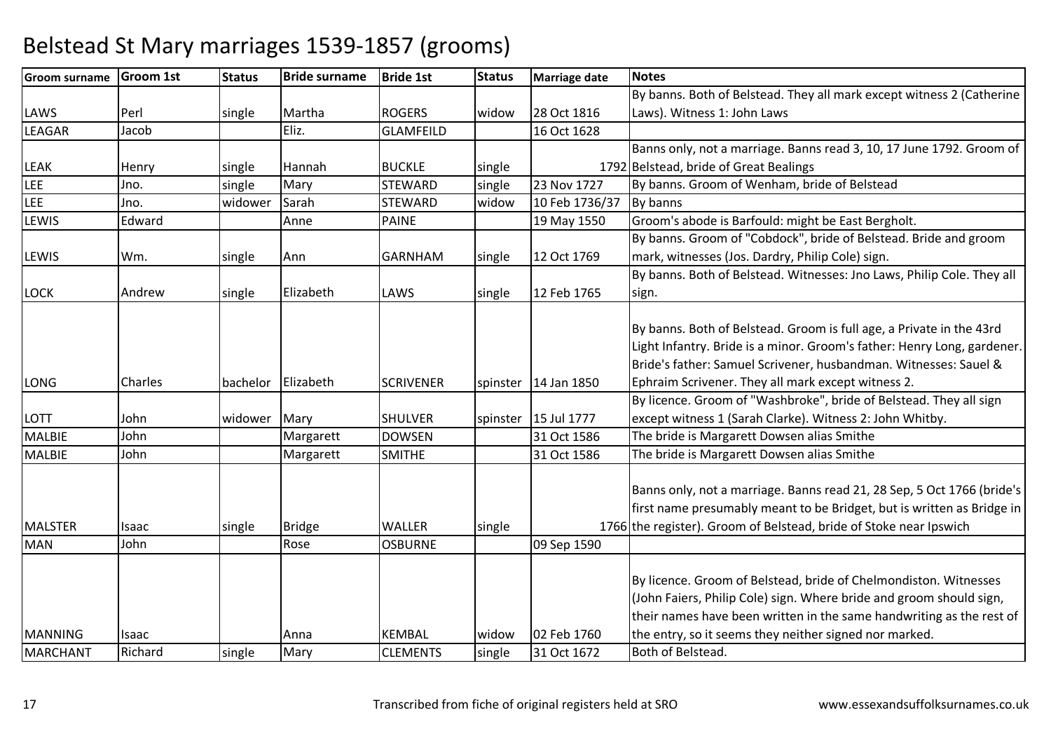# Belstead St Mary marriages 1539-1857 (grooms)

| Groom surname | Groom 1st | Status | Bride surname | Bride 1st | Status | Marriage date | Notes |
|---|---|---|---|---|---|---|---|
| LAWS | Perl | single | Martha | ROGERS | widow | 28 Oct 1816 | By banns. Both of Belstead. They all mark except witness 2 (Catherine Laws). Witness 1: John Laws |
| LEAGAR | Jacob | | Eliz. | GLAMFEILD | | 16 Oct 1628 | |
| LEAK | Henry | single | Hannah | BUCKLE | single | 1792 | Banns only, not a marriage. Banns read 3, 10, 17 June 1792. Groom of Belstead, bride of Great Bealings |
| LEE | Jno. | single | Mary | STEWARD | single | 23 Nov 1727 | By banns. Groom of Wenham, bride of Belstead |
| LEE | Jno. | widower | Sarah | STEWARD | widow | 10 Feb 1736/37 | By banns |
| LEWIS | Edward | | Anne | PAINE | | 19 May 1550 | Groom's abode is Barfould: might be East Bergholt. |
| LEWIS | Wm. | single | Ann | GARNHAM | single | 12 Oct 1769 | By banns. Groom of "Cobdock", bride of Belstead. Bride and groom mark, witnesses (Jos. Dardry, Philip Cole) sign. |
| LOCK | Andrew | single | Elizabeth | LAWS | single | 12 Feb 1765 | By banns. Both of Belstead. Witnesses: Jno Laws, Philip Cole. They all sign. |
| LONG | Charles | bachelor | Elizabeth | SCRIVENER | spinster | 14 Jan 1850 | By banns. Both of Belstead. Groom is full age, a Private in the 43rd Light Infantry. Bride is a minor. Groom's father: Henry Long, gardener. Bride's father: Samuel Scrivener, husbandman. Witnesses: Sauel & Ephraim Scrivener. They all mark except witness 2. |
| LOTT | John | widower | Mary | SHULVER | spinster | 15 Jul 1777 | By licence. Groom of "Washbroke", bride of Belstead. They all sign except witness 1 (Sarah Clarke). Witness 2: John Whitby. |
| MALBIE | John | | Margarett | DOWSEN | | 31 Oct 1586 | The bride is Margarett Dowsen alias Smithe |
| MALBIE | John | | Margarett | SMITHE | | 31 Oct 1586 | The bride is Margarett Dowsen alias Smithe |
| MALSTER | Isaac | single | Bridge | WALLER | single | 1766 | Banns only, not a marriage. Banns read 21, 28 Sep, 5 Oct 1766 (bride's first name presumably meant to be Bridget, but is written as Bridge in the register). Groom of Belstead, bride of Stoke near Ipswich |
| MAN | John | | Rose | OSBURNE | | 09 Sep 1590 | |
| MANNING | Isaac | | Anna | KEMBAL | widow | 02 Feb 1760 | By licence. Groom of Belstead, bride of Chelmondiston. Witnesses (John Faiers, Philip Cole) sign. Where bride and groom should sign, their names have been written in the same handwriting as the rest of the entry, so it seems they neither signed nor marked. |
| MARCHANT | Richard | single | Mary | CLEMENTS | single | 31 Oct 1672 | Both of Belstead. |

Transcribed from fiche of original registers held at SRO — www.essexandsuffolksurnames.co.uk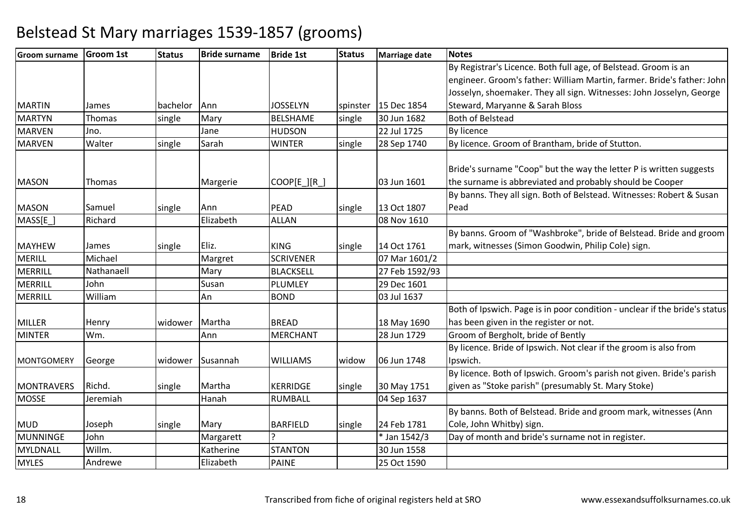# Belstead St Mary marriages 1539-1857 (grooms)

| Groom surname | Groom 1st | Status | Bride surname | Bride 1st | Status | Marriage date | Notes |
|---|---|---|---|---|---|---|---|
| MARTIN | James | bachelor | Ann | JOSSELYN | spinster | 15 Dec 1854 | By Registrar's Licence. Both full age, of Belstead. Groom is an engineer. Groom's father: William Martin, farmer. Bride's father: John Josselyn, shoemaker. They all sign. Witnesses: John Josselyn, George Steward, Maryanne & Sarah Bloss |
| MARTYN | Thomas | single | Mary | BELSHAME | single | 30 Jun 1682 | Both of Belstead |
| MARVEN | Jno. | | Jane | HUDSON | | 22 Jul 1725 | By licence |
| MARVEN | Walter | single | Sarah | WINTER | single | 28 Sep 1740 | By licence. Groom of Brantham, bride of Stutton. |
| MASON | Thomas | | Margerie | COOP[E_][R_] | | 03 Jun 1601 | Bride's surname "Coop" but the way the letter P is written suggests the surname is abbreviated and probably should be Cooper |
| MASON | Samuel | single | Ann | PEAD | single | 13 Oct 1807 | By banns. They all sign. Both of Belstead. Witnesses: Robert & Susan Pead |
| MASS[E_] | Richard | | Elizabeth | ALLAN | | 08 Nov 1610 | |
| MAYHEW | James | single | Eliz. | KING | single | 14 Oct 1761 | By banns. Groom of "Washbroke", bride of Belstead. Bride and groom mark, witnesses (Simon Goodwin, Philip Cole) sign. |
| MERILL | Michael | | Margret | SCRIVENER | | 07 Mar 1601/2 | |
| MERRILL | Nathanaell | | Mary | BLACKSELL | | 27 Feb 1592/93 | |
| MERRILL | John | | Susan | PLUMLEY | | 29 Dec 1601 | |
| MERRILL | William | | An | BOND | | 03 Jul 1637 | |
| MILLER | Henry | widower | Martha | BREAD | | 18 May 1690 | Both of Ipswich. Page is in poor condition - unclear if the bride's status has been given in the register or not. |
| MINTER | Wm. | | Ann | MERCHANT | | 28 Jun 1729 | Groom of Bergholt, bride of Bently |
| MONTGOMERY | George | widower | Susannah | WILLIAMS | widow | 06 Jun 1748 | By licence. Bride of Ipswich. Not clear if the groom is also from Ipswich. |
| MONTRAVERS | Richd. | single | Martha | KERRIDGE | single | 30 May 1751 | By licence. Both of Ipswich. Groom's parish not given. Bride's parish given as "Stoke parish" (presumably St. Mary Stoke) |
| MOSSE | Jeremiah | | Hanah | RUMBALL | | 04 Sep 1637 | |
| MUD | Joseph | single | Mary | BARFIELD | single | 24 Feb 1781 | By banns. Both of Belstead. Bride and groom mark, witnesses (Ann Cole, John Whitby) sign. |
| MUNNINGE | John | | Margarett | ? | | * Jan 1542/3 | Day of month and bride's surname not in register. |
| MYLDNALL | Willm. | | Katherine | STANTON | | 30 Jun 1558 | |
| MYLES | Andrewe | | Elizabeth | PAINE | | 25 Oct 1590 | |

Transcribed from fiche of original registers held at SRO

www.essexandsuffolksurnames.co.uk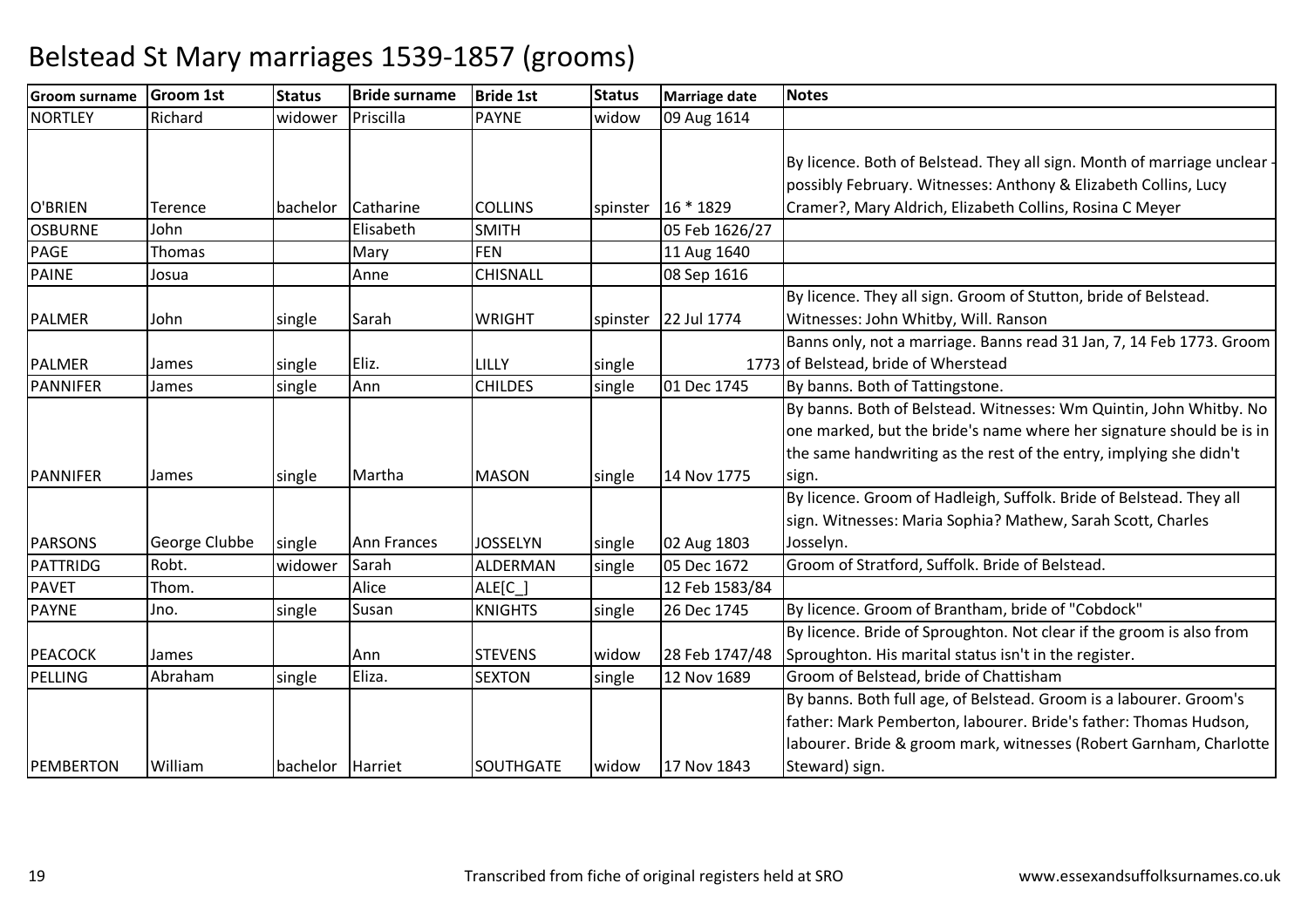# Belstead St Mary marriages 1539-1857 (grooms)

| Groom surname | Groom 1st | Status | Bride surname | Bride 1st | Status | Marriage date | Notes |
|---|---|---|---|---|---|---|---|
| NORTLEY | Richard | widower | Priscilla | PAYNE | widow | 09 Aug 1614 | |
| O'BRIEN | Terence | bachelor | Catharine | COLLINS | spinster | 16 * 1829 | By licence. Both of Belstead. They all sign. Month of marriage unclear - possibly February. Witnesses: Anthony & Elizabeth Collins, Lucy Cramer?, Mary Aldrich, Elizabeth Collins, Rosina C Meyer |
| OSBURNE | John | | Elisabeth | SMITH | | 05 Feb 1626/27 | |
| PAGE | Thomas | | Mary | FEN | | 11 Aug 1640 | |
| PAINE | Josua | | Anne | CHISNALL | | 08 Sep 1616 | |
| PALMER | John | single | Sarah | WRIGHT | spinster | 22 Jul 1774 | By licence. They all sign. Groom of Stutton, bride of Belstead. Witnesses: John Whitby, Will. Ranson |
| PALMER | James | single | Eliz. | LILLY | single | 1773 | Banns only, not a marriage. Banns read 31 Jan, 7, 14 Feb 1773. Groom of Belstead, bride of Wherstead |
| PANNIFER | James | single | Ann | CHILDES | single | 01 Dec 1745 | By banns. Both of Tattingstone. |
| PANNIFER | James | single | Martha | MASON | single | 14 Nov 1775 | By banns. Both of Belstead. Witnesses: Wm Quintin, John Whitby. No one marked, but the bride's name where her signature should be is in the same handwriting as the rest of the entry, implying she didn't sign. |
| PARSONS | George Clubbe | single | Ann Frances | JOSSELYN | single | 02 Aug 1803 | By licence. Groom of Hadleigh, Suffolk. Bride of Belstead. They all sign. Witnesses: Maria Sophia? Mathew, Sarah Scott, Charles Josselyn. |
| PATTRIDG | Robt. | widower | Sarah | ALDERMAN | single | 05 Dec 1672 | Groom of Stratford, Suffolk. Bride of Belstead. |
| PAVET | Thom. | | Alice | ALE[C_] | | 12 Feb 1583/84 | |
| PAYNE | Jno. | single | Susan | KNIGHTS | single | 26 Dec 1745 | By licence. Groom of Brantham, bride of "Cobdock" |
| PEACOCK | James | | Ann | STEVENS | widow | 28 Feb 1747/48 | By licence. Bride of Sproughton. Not clear if the groom is also from Sproughton. His marital status isn't in the register. |
| PELLING | Abraham | single | Eliza. | SEXTON | single | 12 Nov 1689 | Groom of Belstead, bride of Chattisham |
| PEMBERTON | William | bachelor | Harriet | SOUTHGATE | widow | 17 Nov 1843 | By banns. Both full age, of Belstead. Groom is a labourer. Groom's father: Mark Pemberton, labourer. Bride's father: Thomas Hudson, labourer. Bride & groom mark, witnesses (Robert Garnham, Charlotte Steward) sign. |

Transcribed from fiche of original registers held at SRO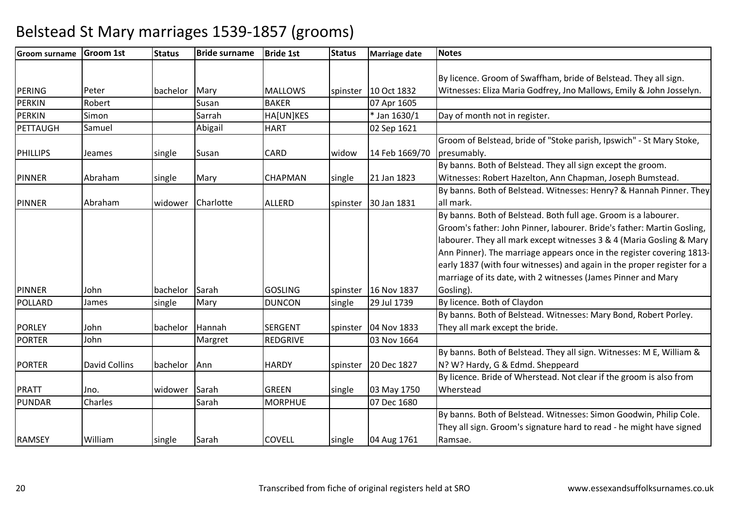# Belstead St Mary marriages 1539-1857 (grooms)

| Groom surname | Groom 1st | Status | Bride surname | Bride 1st | Status | Marriage date | Notes |
|---|---|---|---|---|---|---|---|
| PERING | Peter | bachelor | Mary | MALLOWS | spinster | 10 Oct 1832 | By licence. Groom of Swaffham, bride of Belstead. They all sign. Witnesses: Eliza Maria Godfrey, Jno Mallows, Emily & John Josselyn. |
| PERKIN | Robert | | Susan | BAKER | | 07 Apr 1605 | |
| PERKIN | Simon | | Sarrah | HA[UN]KES | | * Jan 1630/1 | Day of month not in register. |
| PETTAUGH | Samuel | | Abigail | HART | | 02 Sep 1621 | |
| PHILLIPS | Jeames | single | Susan | CARD | widow | 14 Feb 1669/70 | Groom of Belstead, bride of "Stoke parish, Ipswich" - St Mary Stoke, presumably. |
| PINNER | Abraham | single | Mary | CHAPMAN | single | 21 Jan 1823 | By banns. Both of Belstead. They all sign except the groom. Witnesses: Robert Hazelton, Ann Chapman, Joseph Bumstead. |
| PINNER | Abraham | widower | Charlotte | ALLERD | spinster | 30 Jan 1831 | By banns. Both of Belstead. Witnesses: Henry? & Hannah Pinner. They all mark. |
| PINNER | John | bachelor | Sarah | GOSLING | spinster | 16 Nov 1837 | By banns. Both of Belstead. Both full age. Groom is a labourer. Groom's father: John Pinner, labourer. Bride's father: Martin Gosling, labourer. They all mark except witnesses 3 & 4 (Maria Gosling & Mary Ann Pinner). The marriage appears once in the register covering 1813-early 1837 (with four witnesses) and again in the proper register for a marriage of its date, with 2 witnesses (James Pinner and Mary Gosling). |
| POLLARD | James | single | Mary | DUNCON | single | 29 Jul 1739 | By licence. Both of Claydon |
| PORLEY | John | bachelor | Hannah | SERGENT | spinster | 04 Nov 1833 | By banns. Both of Belstead. Witnesses: Mary Bond, Robert Porley. They all mark except the bride. |
| PORTER | John | | Margret | REDGRIVE | | 03 Nov 1664 | |
| PORTER | David Collins | bachelor | Ann | HARDY | spinster | 20 Dec 1827 | By banns. Both of Belstead. They all sign. Witnesses: M E, William & N? W? Hardy, G & Edmd. Sheppeard |
| PRATT | Jno. | widower | Sarah | GREEN | single | 03 May 1750 | By licence. Bride of Wherstead. Not clear if the groom is also from Wherstead |
| PUNDAR | Charles | | Sarah | MORPHUE | | 07 Dec 1680 | |
| RAMSEY | William | single | Sarah | COVELL | single | 04 Aug 1761 | By banns. Both of Belstead. Witnesses: Simon Goodwin, Philip Cole. They all sign. Groom's signature hard to read - he might have signed Ramsae. |

Transcribed from fiche of original registers held at SRO

www.essexandsuffolksurnames.co.uk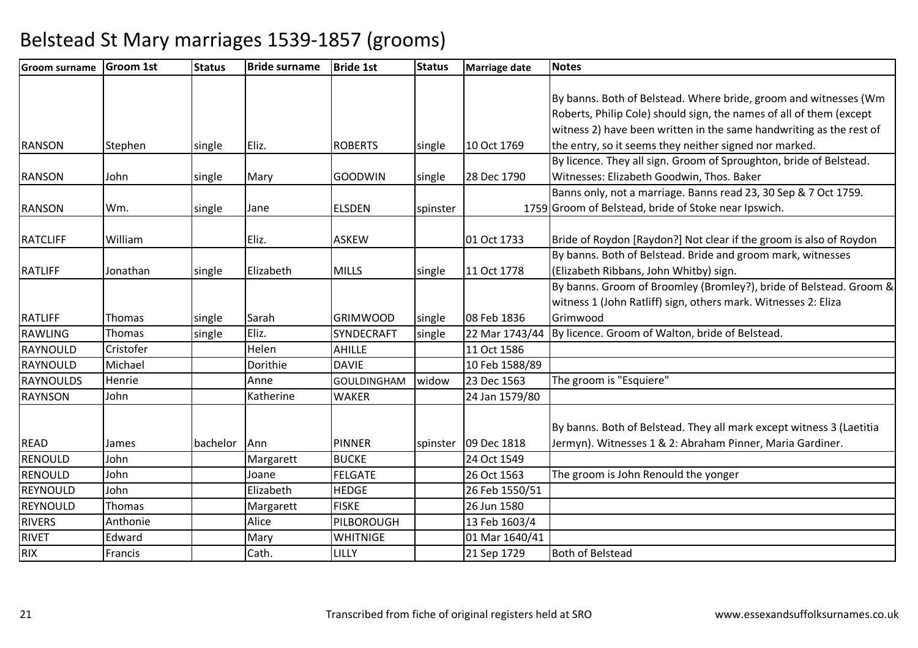# Belstead St Mary marriages 1539-1857 (grooms)

| Groom surname | Groom 1st | Status | Bride surname | Bride 1st | Status | Marriage date | Notes |
|---|---|---|---|---|---|---|---|
| RANSON | Stephen | single | Eliz. | ROBERTS | single | 10 Oct 1769 | By banns. Both of Belstead. Where bride, groom and witnesses (Wm Roberts, Philip Cole) should sign, the names of all of them (except witness 2) have been written in the same handwriting as the rest of the entry, so it seems they neither signed nor marked. |
| RANSON | John | single | Mary | GOODWIN | single | 28 Dec 1790 | By licence. They all sign. Groom of Sproughton, bride of Belstead. Witnesses: Elizabeth Goodwin, Thos. Baker |
| RANSON | Wm. | single | Jane | ELSDEN | spinster | 1759 | Banns only, not a marriage. Banns read 23, 30 Sep & 7 Oct 1759. Groom of Belstead, bride of Stoke near Ipswich. |
| RATCLIFF | William | | Eliz. | ASKEW | | 01 Oct 1733 | Bride of Roydon [Raydon?] Not clear if the groom is also of Roydon |
| RATLIFF | Jonathan | single | Elizabeth | MILLS | single | 11 Oct 1778 | By banns. Both of Belstead. Bride and groom mark, witnesses (Elizabeth Ribbans, John Whitby) sign. |
| RATLIFF | Thomas | single | Sarah | GRIMWOOD | single | 08 Feb 1836 | By banns. Groom of Broomley (Bromley?), bride of Belstead. Groom & witness 1 (John Ratliff) sign, others mark. Witnesses 2: Eliza Grimwood |
| RAWLING | Thomas | single | Eliz. | SYNDECRAFT | single | 22 Mar 1743/44 | By licence. Groom of Walton, bride of Belstead. |
| RAYNOULD | Cristofer | | Helen | AHILLE | | 11 Oct 1586 | |
| RAYNOULD | Michael | | Dorithie | DAVIE | | 10 Feb 1588/89 | |
| RAYNOULDS | Henrie | | Anne | GOULDINGHAM | widow | 23 Dec 1563 | The groom is "Esquiere" |
| RAYNSON | John | | Katherine | WAKER | | 24 Jan 1579/80 | |
| READ | James | bachelor | Ann | PINNER | spinster | 09 Dec 1818 | By banns. Both of Belstead. They all mark except witness 3 (Laetitia Jermyn). Witnesses 1 & 2: Abraham Pinner, Maria Gardiner. |
| RENOULD | John | | Margarett | BUCKE | | 24 Oct 1549 | |
| RENOULD | John | | Joane | FELGATE | | 26 Oct 1563 | The groom is John Renould the yonger |
| REYNOULD | John | | Elizabeth | HEDGE | | 26 Feb 1550/51 | |
| REYNOULD | Thomas | | Margarett | FISKE | | 26 Jun 1580 | |
| RIVERS | Anthonie | | Alice | PILBOROUGH | | 13 Feb 1603/4 | |
| RIVET | Edward | | Mary | WHITNIGE | | 01 Mar 1640/41 | |
| RIX | Francis | | Cath. | LILLY | | 21 Sep 1729 | Both of Belstead |

Transcribed from fiche of original registers held at SRO    www.essexandsuffolksurnames.co.uk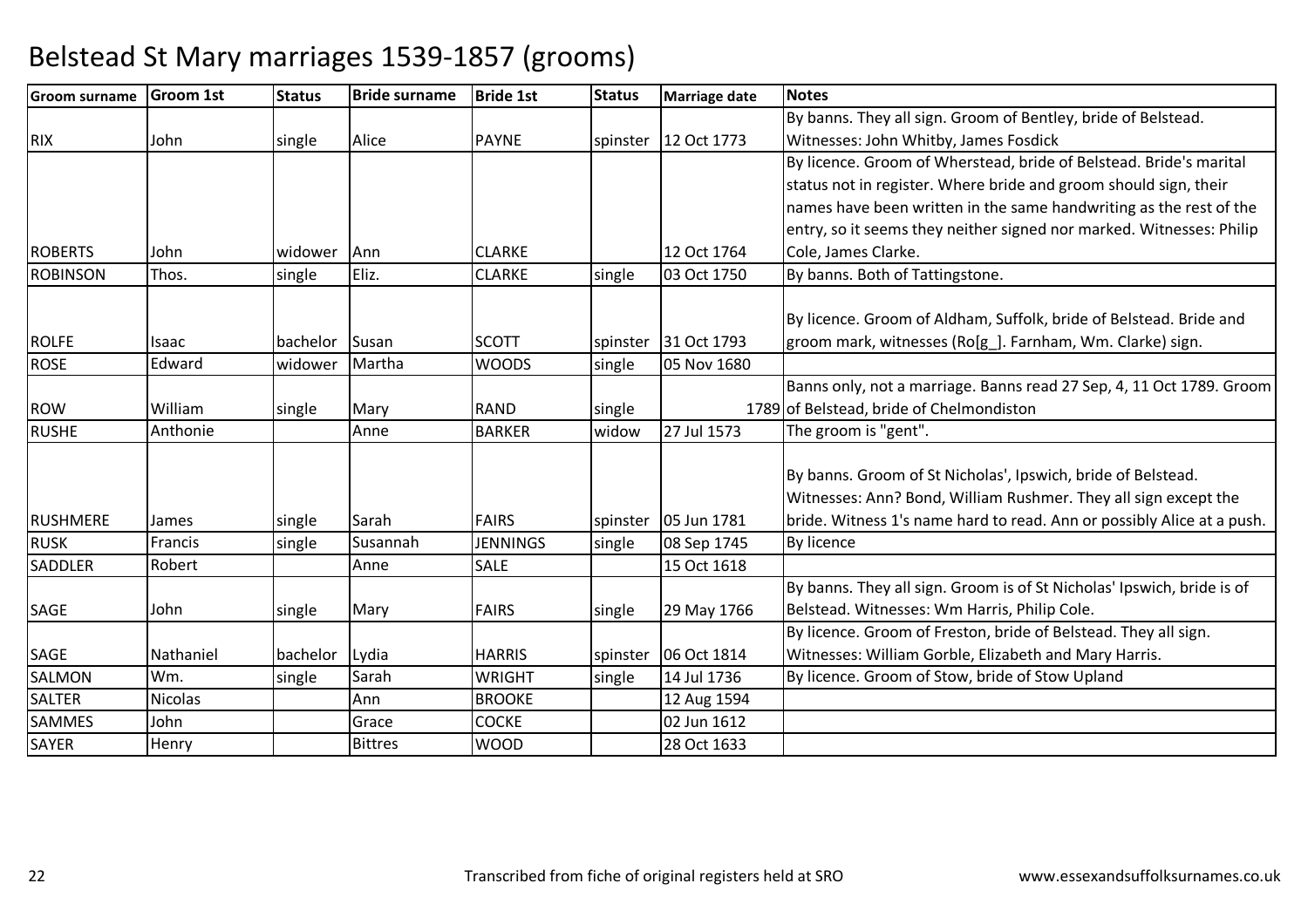# Belstead St Mary marriages 1539-1857 (grooms)

| Groom surname | Groom 1st | Status | Bride surname | Bride 1st | Status | Marriage date | Notes |
|---|---|---|---|---|---|---|---|
| RIX | John | single | Alice | PAYNE | spinster | 12 Oct 1773 | By banns. They all sign. Groom of Bentley, bride of Belstead. Witnesses: John Whitby, James Fosdick |
| ROBERTS | John | widower | Ann | CLARKE | | 12 Oct 1764 | By licence. Groom of Wherstead, bride of Belstead. Bride's marital status not in register. Where bride and groom should sign, their names have been written in the same handwriting as the rest of the entry, so it seems they neither signed nor marked. Witnesses: Philip Cole, James Clarke. |
| ROBINSON | Thos. | single | Eliz. | CLARKE | single | 03 Oct 1750 | By banns. Both of Tattingstone. |
| ROLFE | Isaac | bachelor | Susan | SCOTT | spinster | 31 Oct 1793 | By licence. Groom of Aldham, Suffolk, bride of Belstead. Bride and groom mark, witnesses (Ro[g_]. Farnham, Wm. Clarke) sign. |
| ROSE | Edward | widower | Martha | WOODS | single | 05 Nov 1680 | |
| ROW | William | single | Mary | RAND | single | 1789 | Banns only, not a marriage. Banns read 27 Sep, 4, 11 Oct 1789. Groom of Belstead, bride of Chelmondiston |
| RUSHE | Anthonie | | Anne | BARKER | widow | 27 Jul 1573 | The groom is "gent". |
| RUSHMERE | James | single | Sarah | FAIRS | spinster | 05 Jun 1781 | By banns. Groom of St Nicholas', Ipswich, bride of Belstead. Witnesses: Ann? Bond, William Rushmer. They all sign except the bride. Witness 1's name hard to read. Ann or possibly Alice at a push. |
| RUSK | Francis | single | Susannah | JENNINGS | single | 08 Sep 1745 | By licence |
| SADDLER | Robert | | Anne | SALE | | 15 Oct 1618 | |
| SAGE | John | single | Mary | FAIRS | single | 29 May 1766 | By banns. They all sign. Groom is of St Nicholas' Ipswich, bride is of Belstead. Witnesses: Wm Harris, Philip Cole. |
| SAGE | Nathaniel | bachelor | Lydia | HARRIS | spinster | 06 Oct 1814 | By licence. Groom of Freston, bride of Belstead. They all sign. Witnesses: William Gorble, Elizabeth and Mary Harris. |
| SALMON | Wm. | single | Sarah | WRIGHT | single | 14 Jul 1736 | By licence. Groom of Stow, bride of Stow Upland |
| SALTER | Nicolas | | Ann | BROOKE | | 12 Aug 1594 | |
| SAMMES | John | | Grace | COCKE | | 02 Jun 1612 | |
| SAYER | Henry | | Bittres | WOOD | | 28 Oct 1633 | |

Transcribed from fiche of original registers held at SRO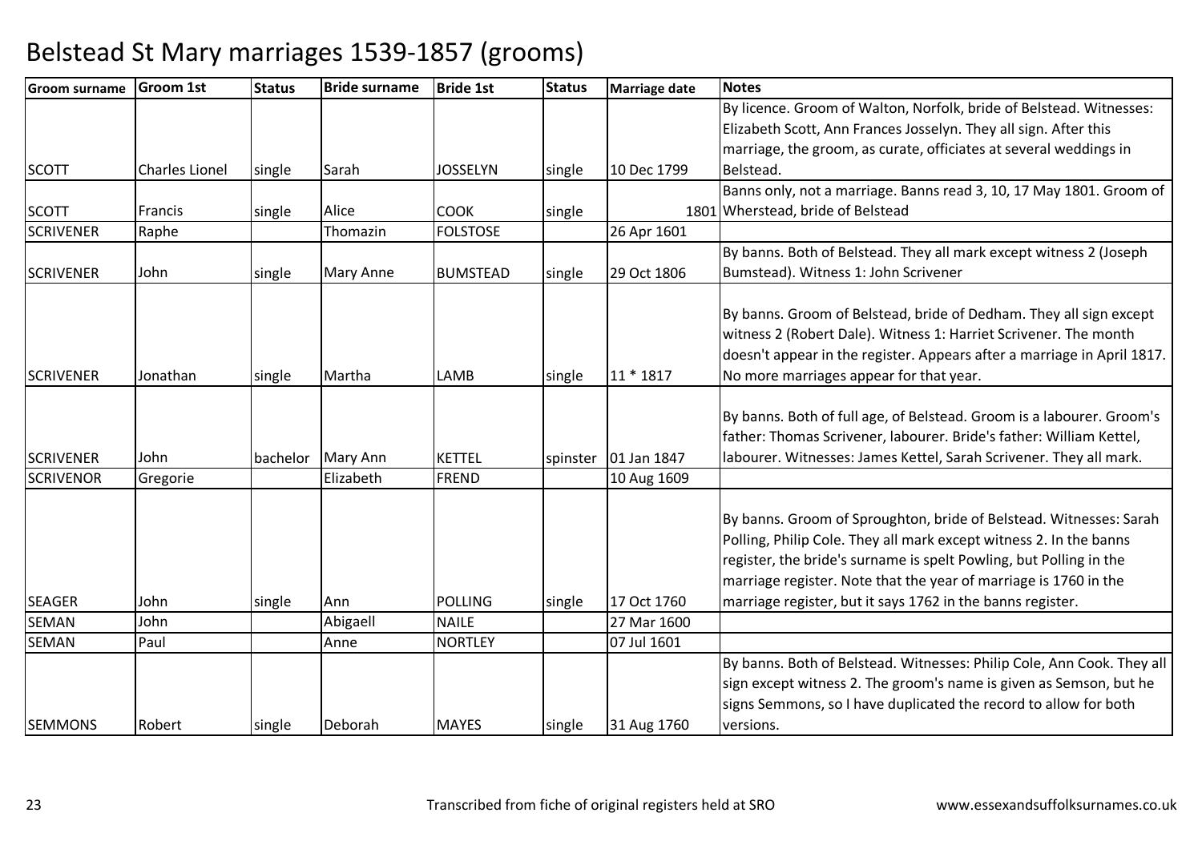# Belstead St Mary marriages 1539-1857 (grooms)

| Groom surname | Groom 1st | Status | Bride surname | Bride 1st | Status | Marriage date | Notes |
|---|---|---|---|---|---|---|---|
| SCOTT | Charles Lionel | single | Sarah | JOSSELYN | single | 10 Dec 1799 | By licence. Groom of Walton, Norfolk, bride of Belstead. Witnesses: Elizabeth Scott, Ann Frances Josselyn. They all sign. After this marriage, the groom, as curate, officiates at several weddings in Belstead. |
| SCOTT | Francis | single | Alice | COOK | single | 1801 | Banns only, not a marriage. Banns read 3, 10, 17 May 1801. Groom of Wherstead, bride of Belstead |
| SCRIVENER | Raphe | | Thomazin | FOLSTOSE | | 26 Apr 1601 | |
| SCRIVENER | John | single | Mary Anne | BUMSTEAD | single | 29 Oct 1806 | By banns. Both of Belstead. They all mark except witness 2 (Joseph Bumstead). Witness 1: John Scrivener |
| SCRIVENER | Jonathan | single | Martha | LAMB | single | 11 * 1817 | By banns. Groom of Belstead, bride of Dedham. They all sign except witness 2 (Robert Dale). Witness 1: Harriet Scrivener. The month doesn't appear in the register. Appears after a marriage in April 1817. No more marriages appear for that year. |
| SCRIVENER | John | bachelor | Mary Ann | KETTEL | spinster | 01 Jan 1847 | By banns. Both of full age, of Belstead. Groom is a labourer. Groom's father: Thomas Scrivener, labourer. Bride's father: William Kettel, labourer. Witnesses: James Kettel, Sarah Scrivener. They all mark. |
| SCRIVENOR | Gregorie | | Elizabeth | FREND | | 10 Aug 1609 | |
| SEAGER | John | single | Ann | POLLING | single | 17 Oct 1760 | By banns. Groom of Sproughton, bride of Belstead. Witnesses: Sarah Polling, Philip Cole. They all mark except witness 2. In the banns register, the bride's surname is spelt Powling, but Polling in the marriage register. Note that the year of marriage is 1760 in the marriage register, but it says 1762 in the banns register. |
| SEMAN | John | | Abigaell | NAILE | | 27 Mar 1600 | |
| SEMAN | Paul | | Anne | NORTLEY | | 07 Jul 1601 | |
| SEMMONS | Robert | single | Deborah | MAYES | single | 31 Aug 1760 | By banns. Both of Belstead. Witnesses: Philip Cole, Ann Cook. They all sign except witness 2. The groom's name is given as Semson, but he signs Semmons, so I have duplicated the record to allow for both versions. |

Transcribed from fiche of original registers held at SRO www.essexandsuffolksurnames.co.uk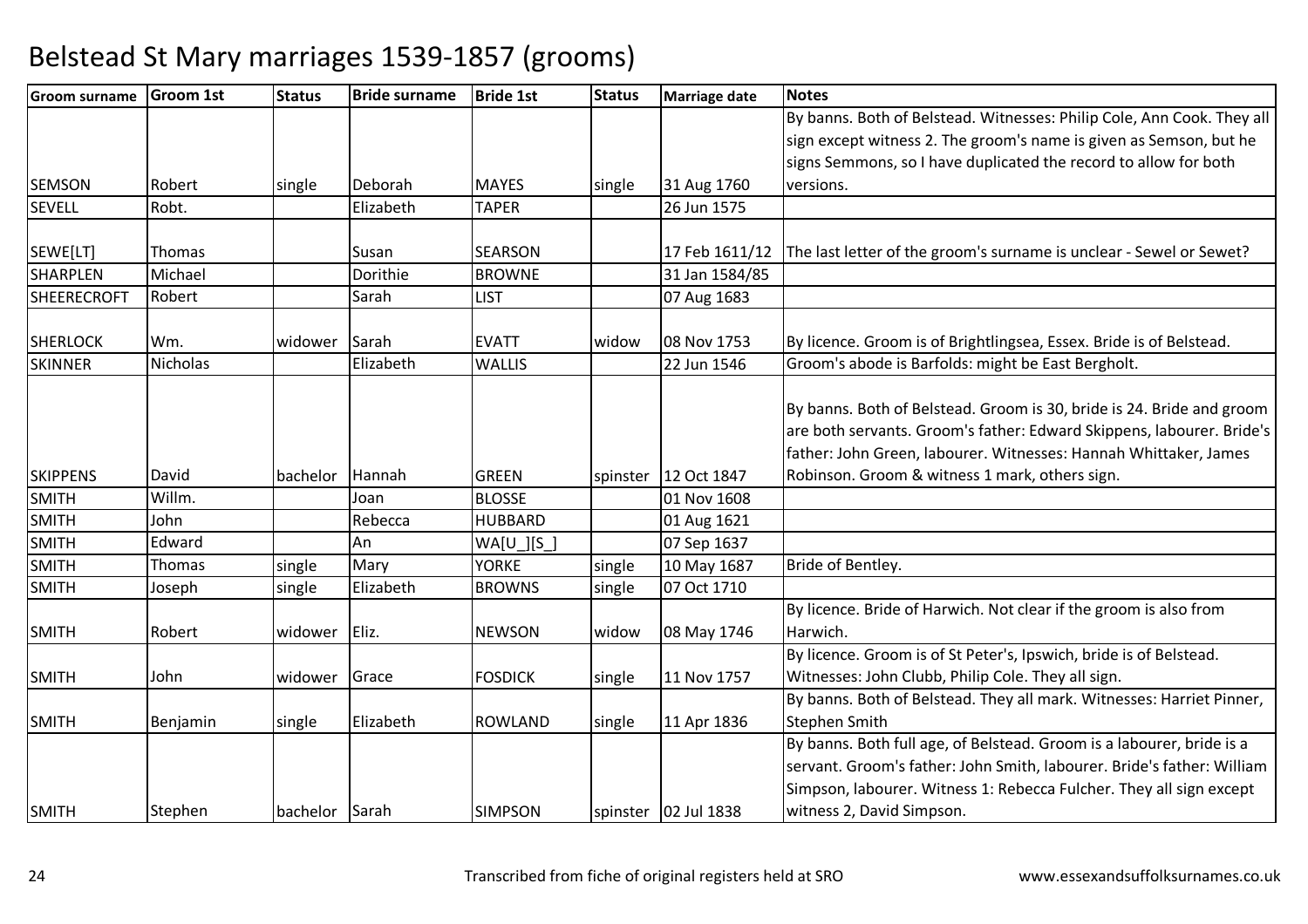# Belstead St Mary marriages 1539-1857 (grooms)

| Groom surname | Groom 1st | Status | Bride surname | Bride 1st | Status | Marriage date | Notes |
|---|---|---|---|---|---|---|---|
| SEMSON | Robert | single | Deborah | MAYES | single | 31 Aug 1760 | By banns. Both of Belstead. Witnesses: Philip Cole, Ann Cook. They all sign except witness 2. The groom's name is given as Semson, but he signs Semmons, so I have duplicated the record to allow for both versions. |
| SEVELL | Robt. | | Elizabeth | TAPER | | 26 Jun 1575 | |
| SEWE[LT] | Thomas | | Susan | SEARSON | | 17 Feb 1611/12 | The last letter of the groom's surname is unclear - Sewel or Sewet? |
| SHARPLEN | Michael | | Dorithie | BROWNE | | 31 Jan 1584/85 | |
| SHEERECROFT | Robert | | Sarah | LIST | | 07 Aug 1683 | |
| SHERLOCK | Wm. | widower | Sarah | EVATT | widow | 08 Nov 1753 | By licence. Groom is of Brightlingsea, Essex. Bride is of Belstead. |
| SKINNER | Nicholas | | Elizabeth | WALLIS | | 22 Jun 1546 | Groom's abode is Barfolds: might be East Bergholt. |
| SKIPPENS | David | bachelor | Hannah | GREEN | spinster | 12 Oct 1847 | By banns. Both of Belstead. Groom is 30, bride is 24. Bride and groom are both servants. Groom's father: Edward Skippens, labourer. Bride's father: John Green, labourer. Witnesses: Hannah Whittaker, James Robinson. Groom & witness 1 mark, others sign. |
| SMITH | Willm. | | Joan | BLOSSE | | 01 Nov 1608 | |
| SMITH | John | | Rebecca | HUBBARD | | 01 Aug 1621 | |
| SMITH | Edward | | An | WA[U_][S_] | | 07 Sep 1637 | |
| SMITH | Thomas | single | Mary | YORKE | single | 10 May 1687 | Bride of Bentley. |
| SMITH | Joseph | single | Elizabeth | BROWNS | single | 07 Oct 1710 | |
| SMITH | Robert | widower | Eliz. | NEWSON | widow | 08 May 1746 | By licence. Bride of Harwich. Not clear if the groom is also from Harwich. |
| SMITH | John | widower | Grace | FOSDICK | single | 11 Nov 1757 | By licence. Groom is of St Peter's, Ipswich, bride is of Belstead. Witnesses: John Clubb, Philip Cole. They all sign. |
| SMITH | Benjamin | single | Elizabeth | ROWLAND | single | 11 Apr 1836 | By banns. Both of Belstead. They all mark. Witnesses: Harriet Pinner, Stephen Smith |
| SMITH | Stephen | bachelor | Sarah | SIMPSON | spinster | 02 Jul 1838 | By banns. Both full age, of Belstead. Groom is a labourer, bride is a servant. Groom's father: John Smith, labourer. Bride's father: William Simpson, labourer. Witness 1: Rebecca Fulcher. They all sign except witness 2, David Simpson. |

Transcribed from fiche of original registers held at SRO — www.essexandsuffolksurnames.co.uk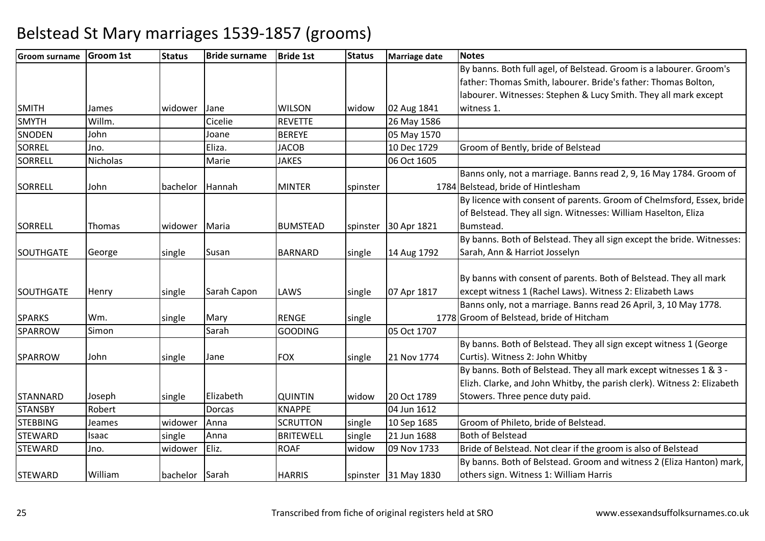# Belstead St Mary marriages 1539-1857 (grooms)

| Groom surname | Groom 1st | Status | Bride surname | Bride 1st | Status | Marriage date | Notes |
|---|---|---|---|---|---|---|---|
| SMITH | James | widower | Jane | WILSON | widow | 02 Aug 1841 | By banns. Both full agel, of Belstead. Groom is a labourer. Groom's father: Thomas Smith, labourer. Bride's father: Thomas Bolton, labourer. Witnesses: Stephen & Lucy Smith. They all mark except witness 1. |
| SMYTH | Willm. | | Cicelie | REVETTE | | 26 May 1586 | |
| SNODEN | John | | Joane | BEREYE | | 05 May 1570 | |
| SORREL | Jno. | | Eliza. | JACOB | | 10 Dec 1729 | Groom of Bently, bride of Belstead |
| SORRELL | Nicholas | | Marie | JAKES | | 06 Oct 1605 | |
| SORRELL | John | bachelor | Hannah | MINTER | spinster | 1784 | Banns only, not a marriage. Banns read 2, 9, 16 May 1784. Groom of Belstead, bride of Hintlesham |
| SORRELL | Thomas | widower | Maria | BUMSTEAD | spinster | 30 Apr 1821 | By licence with consent of parents. Groom of Chelmsford, Essex, bride of Belstead. They all sign. Witnesses: William Haselton, Eliza Bumstead. |
| SOUTHGATE | George | single | Susan | BARNARD | single | 14 Aug 1792 | By banns. Both of Belstead. They all sign except the bride. Witnesses: Sarah, Ann & Harriot Josselyn |
| SOUTHGATE | Henry | single | Sarah Capon | LAWS | single | 07 Apr 1817 | By banns with consent of parents. Both of Belstead. They all mark except witness 1 (Rachel Laws). Witness 2: Elizabeth Laws |
| SPARKS | Wm. | single | Mary | RENGE | single | 1778 | Banns only, not a marriage. Banns read 26 April, 3, 10 May 1778. Groom of Belstead, bride of Hitcham |
| SPARROW | Simon | | Sarah | GOODING | | 05 Oct 1707 | |
| SPARROW | John | single | Jane | FOX | single | 21 Nov 1774 | By banns. Both of Belstead. They all sign except witness 1 (George Curtis). Witness 2: John Whitby |
| STANNARD | Joseph | single | Elizabeth | QUINTIN | widow | 20 Oct 1789 | By banns. Both of Belstead. They all mark except witnesses 1 & 3 - Elizh. Clarke, and John Whitby, the parish clerk). Witness 2: Elizabeth Stowers. Three pence duty paid. |
| STANSBY | Robert | | Dorcas | KNAPPE | | 04 Jun 1612 | |
| STEBBING | Jeames | widower | Anna | SCRUTTON | single | 10 Sep 1685 | Groom of Phileto, bride of Belstead. |
| STEWARD | Isaac | single | Anna | BRITEWELL | single | 21 Jun 1688 | Both of Belstead |
| STEWARD | Jno. | widower | Eliz. | ROAF | widow | 09 Nov 1733 | Bride of Belstead. Not clear if the groom is also of Belstead |
| STEWARD | William | bachelor | Sarah | HARRIS | spinster | 31 May 1830 | By banns. Both of Belstead. Groom and witness 2 (Eliza Hanton) mark, others sign. Witness 1: William Harris |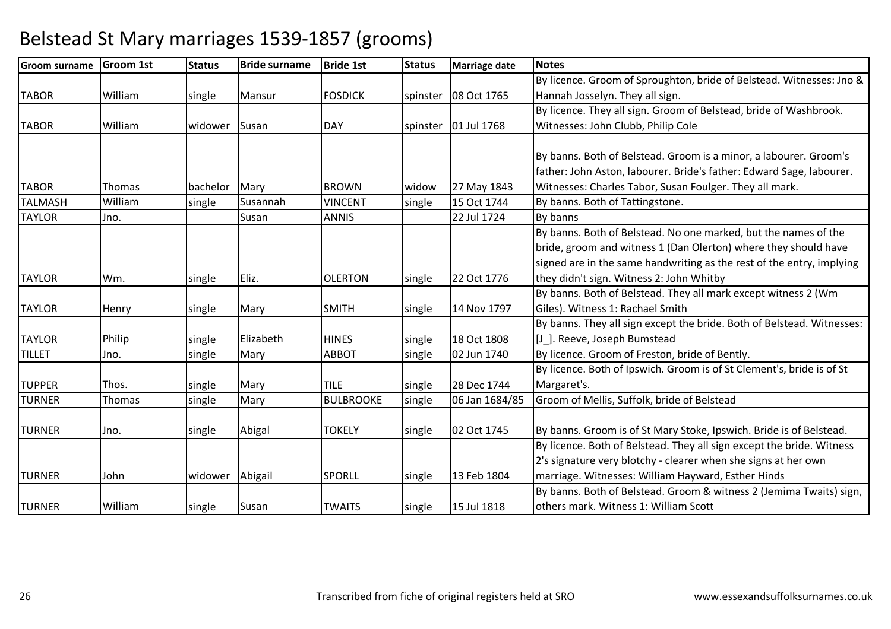# Belstead St Mary marriages 1539-1857 (grooms)

| Groom surname | Groom 1st | Status | Bride surname | Bride 1st | Status | Marriage date | Notes |
|---|---|---|---|---|---|---|---|
| TABOR | William | single | Mansur | FOSDICK | spinster | 08 Oct 1765 | By licence. Groom of Sproughton, bride of Belstead. Witnesses: Jno & Hannah Josselyn. They all sign. |
| TABOR | William | widower | Susan | DAY | spinster | 01 Jul 1768 | By licence. They all sign. Groom of Belstead, bride of Washbrook. Witnesses: John Clubb, Philip Cole |
| TABOR | Thomas | bachelor | Mary | BROWN | widow | 27 May 1843 | By banns. Both of Belstead. Groom is a minor, a labourer. Groom's father: John Aston, labourer. Bride's father: Edward Sage, labourer. Witnesses: Charles Tabor, Susan Foulger. They all mark. |
| TALMASH | William | single | Susannah | VINCENT | single | 15 Oct 1744 | By banns. Both of Tattingstone. |
| TAYLOR | Jno. | | Susan | ANNIS | | 22 Jul 1724 | By banns |
| TAYLOR | Wm. | single | Eliz. | OLERTON | single | 22 Oct 1776 | By banns. Both of Belstead. No one marked, but the names of the bride, groom and witness 1 (Dan Olerton) where they should have signed are in the same handwriting as the rest of the entry, implying they didn't sign. Witness 2: John Whitby |
| TAYLOR | Henry | single | Mary | SMITH | single | 14 Nov 1797 | By banns. Both of Belstead. They all mark except witness 2 (Wm Giles). Witness 1: Rachael Smith |
| TAYLOR | Philip | single | Elizabeth | HINES | single | 18 Oct 1808 | By banns. They all sign except the bride. Both of Belstead. Witnesses: [J_]. Reeve, Joseph Bumstead |
| TILLET | Jno. | single | Mary | ABBOT | single | 02 Jun 1740 | By licence. Groom of Freston, bride of Bently. |
| TUPPER | Thos. | single | Mary | TILE | single | 28 Dec 1744 | By licence. Both of Ipswich. Groom is of St Clement's, bride is of St Margaret's. |
| TURNER | Thomas | single | Mary | BULBROOKE | single | 06 Jan 1684/85 | Groom of Mellis, Suffolk, bride of Belstead |
| TURNER | Jno. | single | Abigal | TOKELY | single | 02 Oct 1745 | By banns. Groom is of St Mary Stoke, Ipswich. Bride is of Belstead. |
| TURNER | John | widower | Abigail | SPORLL | single | 13 Feb 1804 | By licence. Both of Belstead. They all sign except the bride. Witness 2's signature very blotchy - clearer when she signs at her own marriage. Witnesses: William Hayward, Esther Hinds |
| TURNER | William | single | Susan | TWAITS | single | 15 Jul 1818 | By banns. Both of Belstead. Groom & witness 2 (Jemima Twaits) sign, others mark. Witness 1: William Scott |

Transcribed from fiche of original registers held at SRO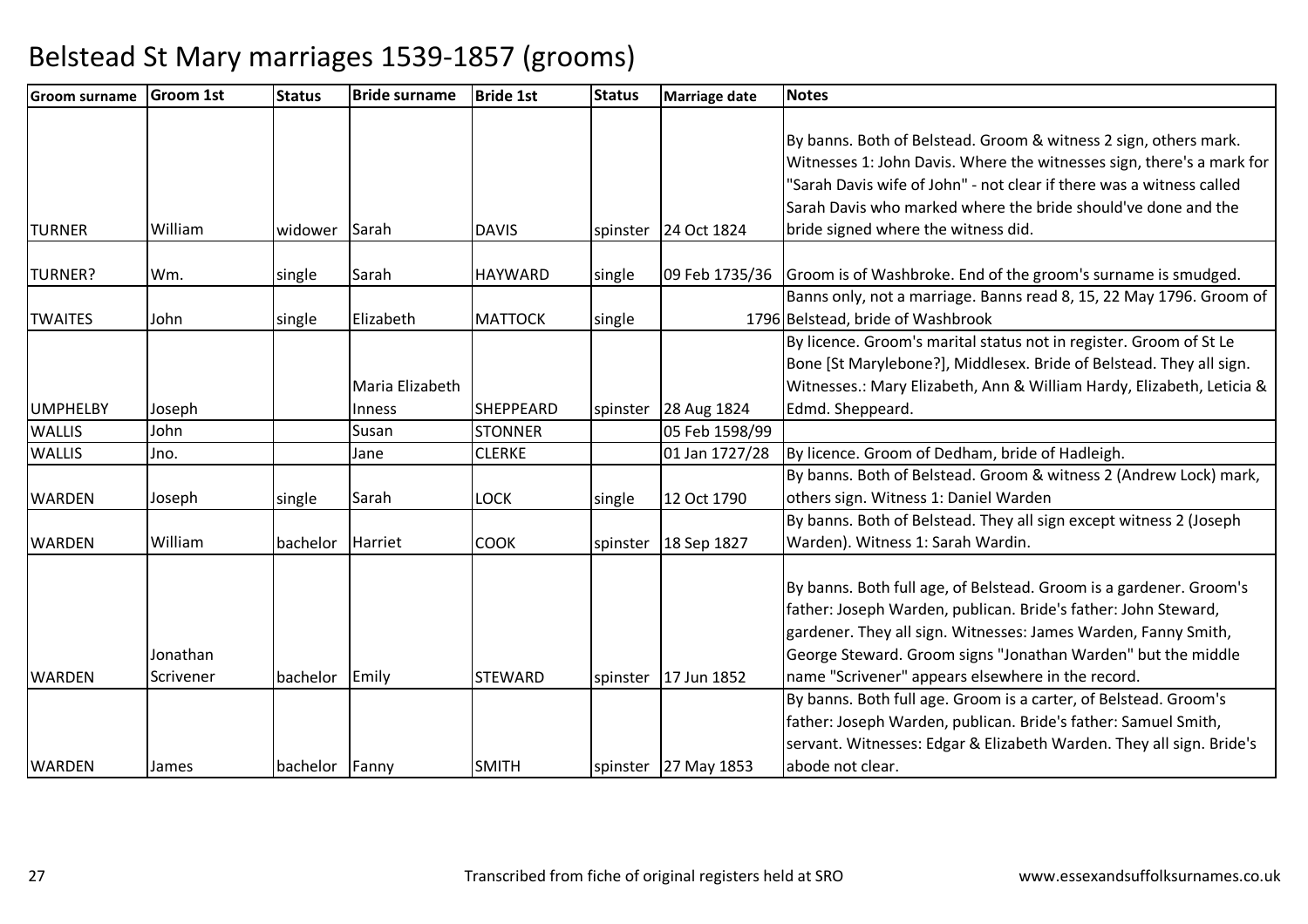# Belstead St Mary marriages 1539-1857 (grooms)

| Groom surname | Groom 1st | Status | Bride surname | Bride 1st | Status | Marriage date | Notes |
|---|---|---|---|---|---|---|---|
| TURNER | William | widower | Sarah | DAVIS | spinster | 24 Oct 1824 | By banns. Both of Belstead. Groom & witness 2 sign, others mark. Witnesses 1: John Davis. Where the witnesses sign, there's a mark for "Sarah Davis wife of John" - not clear if there was a witness called Sarah Davis who marked where the bride should've done and the bride signed where the witness did. |
| TURNER? | Wm. | single | Sarah | HAYWARD | single | 09 Feb 1735/36 | Groom is of Washbroke. End of the groom's surname is smudged. |
| TWAITES | John | single | Elizabeth | MATTOCK | single | 1796 | Banns only, not a marriage. Banns read 8, 15, 22 May 1796. Groom of Belstead, bride of Washbrook |
| UMPHELBY | Joseph | | Maria Elizabeth Inness | SHEPPEARD | spinster | 28 Aug 1824 | By licence. Groom's marital status not in register. Groom of St Le Bone [St Marylebone?], Middlesex. Bride of Belstead. They all sign. Witnesses.: Mary Elizabeth, Ann & William Hardy, Elizabeth, Leticia & Edmd. Sheppeard. |
| WALLIS | John | | Susan | STONNER | | 05 Feb 1598/99 | |
| WALLIS | Jno. | | Jane | CLERKE | | 01 Jan 1727/28 | By licence. Groom of Dedham, bride of Hadleigh. |
| WARDEN | Joseph | single | Sarah | LOCK | single | 12 Oct 1790 | By banns. Both of Belstead. Groom & witness 2 (Andrew Lock) mark, others sign. Witness 1: Daniel Warden |
| WARDEN | William | bachelor | Harriet | COOK | spinster | 18 Sep 1827 | By banns. Both of Belstead. They all sign except witness 2 (Joseph Warden). Witness 1: Sarah Wardin. |
| WARDEN | Jonathan Scrivener | bachelor | Emily | STEWARD | spinster | 17 Jun 1852 | By banns. Both full age, of Belstead. Groom is a gardener. Groom's father: Joseph Warden, publican. Bride's father: John Steward, gardener. They all sign. Witnesses: James Warden, Fanny Smith, George Steward. Groom signs "Jonathan Warden" but the middle name "Scrivener" appears elsewhere in the record. |
| WARDEN | James | bachelor | Fanny | SMITH | spinster | 27 May 1853 | By banns. Both full age. Groom is a carter, of Belstead. Groom's father: Joseph Warden, publican. Bride's father: Samuel Smith, servant. Witnesses: Edgar & Elizabeth Warden. They all sign. Bride's abode not clear. |

Transcribed from fiche of original registers held at SRO

www.essexandsuffolksurnames.co.uk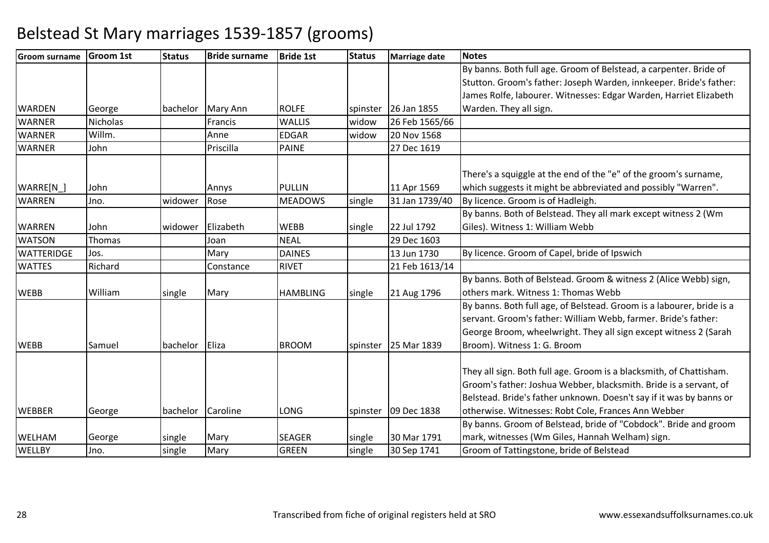# Belstead St Mary marriages 1539-1857 (grooms)

| Groom surname | Groom 1st | Status | Bride surname | Bride 1st | Status | Marriage date | Notes |
|---|---|---|---|---|---|---|---|
| WARDEN | George | bachelor | Mary Ann | ROLFE | spinster | 26 Jan 1855 | By banns. Both full age. Groom of Belstead, a carpenter. Bride of Stutton. Groom's father: Joseph Warden, innkeeper. Bride's father: James Rolfe, labourer. Witnesses: Edgar Warden, Harriet Elizabeth Warden. They all sign. |
| WARNER | Nicholas | | Francis | WALLIS | widow | 26 Feb 1565/66 | |
| WARNER | Willm. | | Anne | EDGAR | widow | 20 Nov 1568 | |
| WARNER | John | | Priscilla | PAINE | | 27 Dec 1619 | |
| WARRE[N_] | John | | Annys | PULLIN | | 11 Apr 1569 | There's a squiggle at the end of the "e" of the groom's surname, which suggests it might be abbreviated and possibly "Warren". |
| WARREN | Jno. | widower | Rose | MEADOWS | single | 31 Jan 1739/40 | By licence. Groom is of Hadleigh. |
| WARREN | John | widower | Elizabeth | WEBB | single | 22 Jul 1792 | By banns. Both of Belstead. They all mark except witness 2 (Wm Giles). Witness 1: William Webb |
| WATSON | Thomas | | Joan | NEAL | | 29 Dec 1603 | |
| WATTERIDGE | Jos. | | Mary | DAINES | | 13 Jun 1730 | By licence. Groom of Capel, bride of Ipswich |
| WATTES | Richard | | Constance | RIVET | | 21 Feb 1613/14 | |
| WEBB | William | single | Mary | HAMBLING | single | 21 Aug 1796 | By banns. Both of Belstead. Groom & witness 2 (Alice Webb) sign, others mark. Witness 1: Thomas Webb |
| WEBB | Samuel | bachelor | Eliza | BROOM | spinster | 25 Mar 1839 | By banns. Both full age, of Belstead. Groom is a labourer, bride is a servant. Groom's father: William Webb, farmer. Bride's father: George Broom, wheelwright. They all sign except witness 2 (Sarah Broom). Witness 1: G. Broom |
| WEBBER | George | bachelor | Caroline | LONG | spinster | 09 Dec 1838 | They all sign. Both full age. Groom is a blacksmith, of Chattisham. Groom's father: Joshua Webber, blacksmith. Bride is a servant, of Belstead. Bride's father unknown. Doesn't say if it was by banns or otherwise. Witnesses: Robt Cole, Frances Ann Webber |
| WELHAM | George | single | Mary | SEAGER | single | 30 Mar 1791 | By banns. Groom of Belstead, bride of "Cobdock". Bride and groom mark, witnesses (Wm Giles, Hannah Welham) sign. |
| WELLBY | Jno. | single | Mary | GREEN | single | 30 Sep 1741 | Groom of Tattingstone, bride of Belstead |

Transcribed from fiche of original registers held at SRO

www.essexandsuffolksurnames.co.uk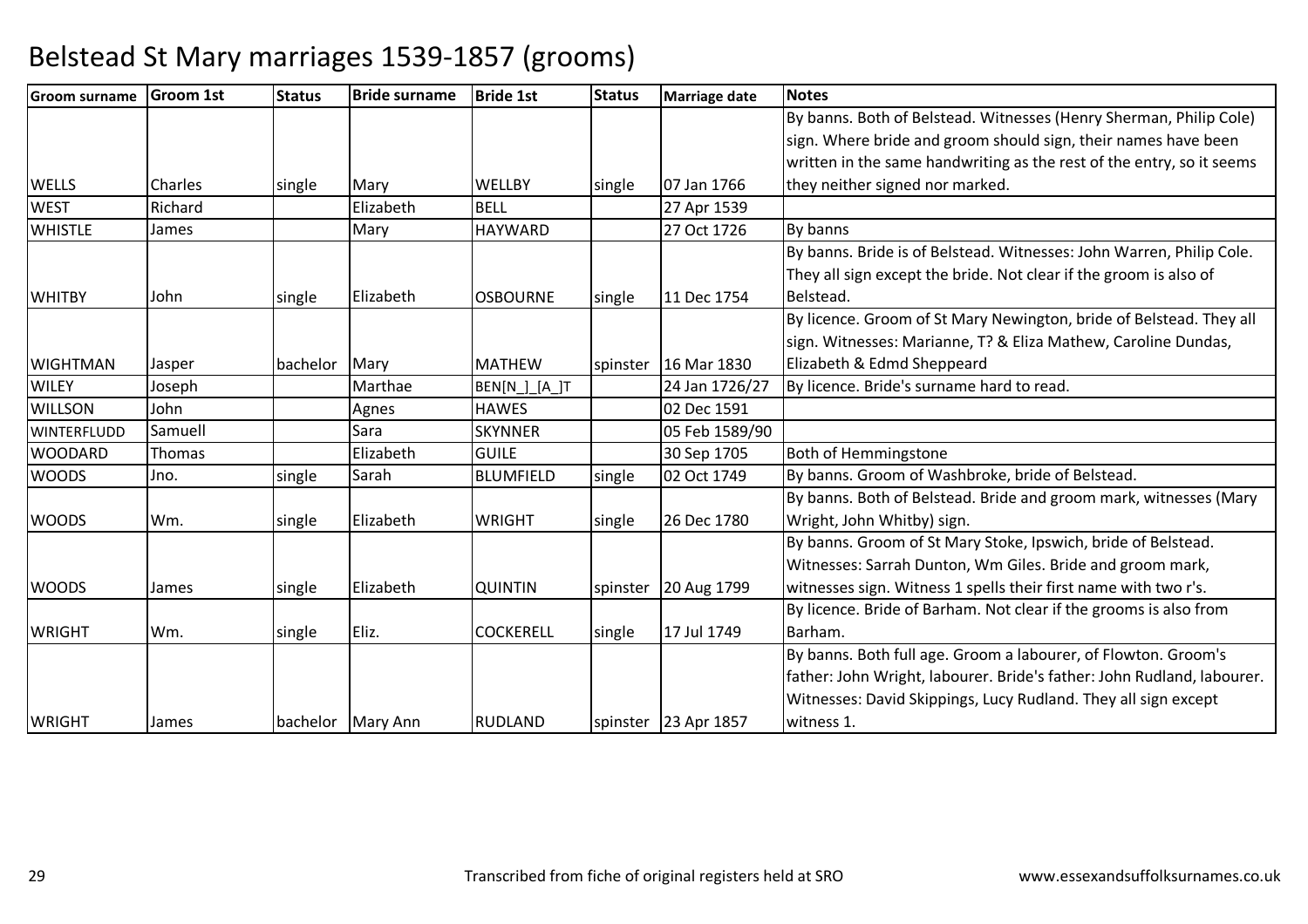# Belstead St Mary marriages 1539-1857 (grooms)

| Groom surname | Groom 1st | Status | Bride surname | Bride 1st | Status | Marriage date | Notes |
|---|---|---|---|---|---|---|---|
| WELLS | Charles | single | Mary | WELLBY | single | 07 Jan 1766 | By banns. Both of Belstead. Witnesses (Henry Sherman, Philip Cole) sign. Where bride and groom should sign, their names have been written in the same handwriting as the rest of the entry, so it seems they neither signed nor marked. |
| WEST | Richard | | Elizabeth | BELL | | 27 Apr 1539 | |
| WHISTLE | James | | Mary | HAYWARD | | 27 Oct 1726 | By banns |
| WHITBY | John | single | Elizabeth | OSBOURNE | single | 11 Dec 1754 | By banns. Bride is of Belstead. Witnesses: John Warren, Philip Cole. They all sign except the bride. Not clear if the groom is also of Belstead. |
| WIGHTMAN | Jasper | bachelor | Mary | MATHEW | spinster | 16 Mar 1830 | By licence. Groom of St Mary Newington, bride of Belstead. They all sign. Witnesses: Marianne, T? & Eliza Mathew, Caroline Dundas, Elizabeth & Edmd Sheppeard |
| WILEY | Joseph | | Marthae | BEN[N_]_[A_]T | | 24 Jan 1726/27 | By licence. Bride's surname hard to read. |
| WILLSON | John | | Agnes | HAWES | | 02 Dec 1591 | |
| WINTERFLUDD | Samuell | | Sara | SKYNNER | | 05 Feb 1589/90 | |
| WOODARD | Thomas | | Elizabeth | GUILE | | 30 Sep 1705 | Both of Hemmingstone |
| WOODS | Jno. | single | Sarah | BLUMFIELD | single | 02 Oct 1749 | By banns. Groom of Washbroke, bride of Belstead. |
| WOODS | Wm. | single | Elizabeth | WRIGHT | single | 26 Dec 1780 | By banns. Both of Belstead. Bride and groom mark, witnesses (Mary Wright, John Whitby) sign. |
| WOODS | James | single | Elizabeth | QUINTIN | spinster | 20 Aug 1799 | By banns. Groom of St Mary Stoke, Ipswich, bride of Belstead. Witnesses: Sarrah Dunton, Wm Giles. Bride and groom mark, witnesses sign. Witness 1 spells their first name with two r's. |
| WRIGHT | Wm. | single | Eliz. | COCKERELL | single | 17 Jul 1749 | By licence. Bride of Barham. Not clear if the grooms is also from Barham. |
| WRIGHT | James | bachelor | Mary Ann | RUDLAND | spinster | 23 Apr 1857 | By banns. Both full age. Groom a labourer, of Flowton. Groom's father: John Wright, labourer. Bride's father: John Rudland, labourer. Witnesses: David Skippings, Lucy Rudland. They all sign except witness 1. |

Transcribed from fiche of original registers held at SRO

www.essexandsuffolksurnames.co.uk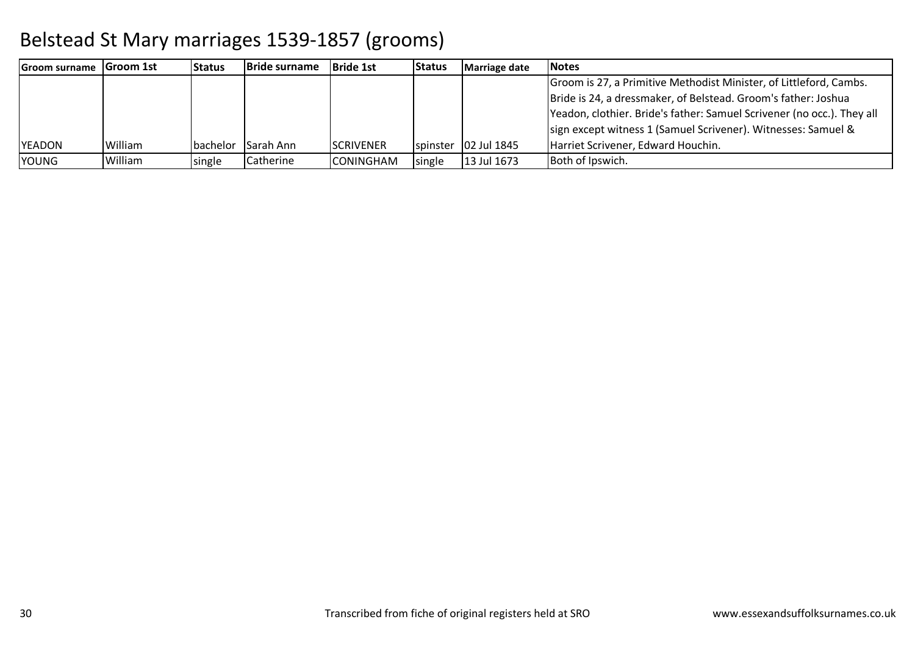# Belstead St Mary marriages 1539-1857 (grooms)

| Groom surname | Groom 1st | Status | Bride surname | Bride 1st | Status | Marriage date | Notes |
|---|---|---|---|---|---|---|---|
| YEADON | William | bachelor | Sarah Ann | SCRIVENER | spinster | 02 Jul 1845 | Groom is 27, a Primitive Methodist Minister, of Littleford, Cambs. Bride is 24, a dressmaker, of Belstead. Groom's father: Joshua Yeadon, clothier. Bride's father: Samuel Scrivener (no occ.). They all sign except witness 1 (Samuel Scrivener). Witnesses: Samuel & Harriet Scrivener, Edward Houchin. |
| YOUNG | William | single | Catherine | CONINGHAM | single | 13 Jul 1673 | Both of Ipswich. |

Transcribed from fiche of original registers held at SRO

www.essexandsuffolksurnames.co.uk